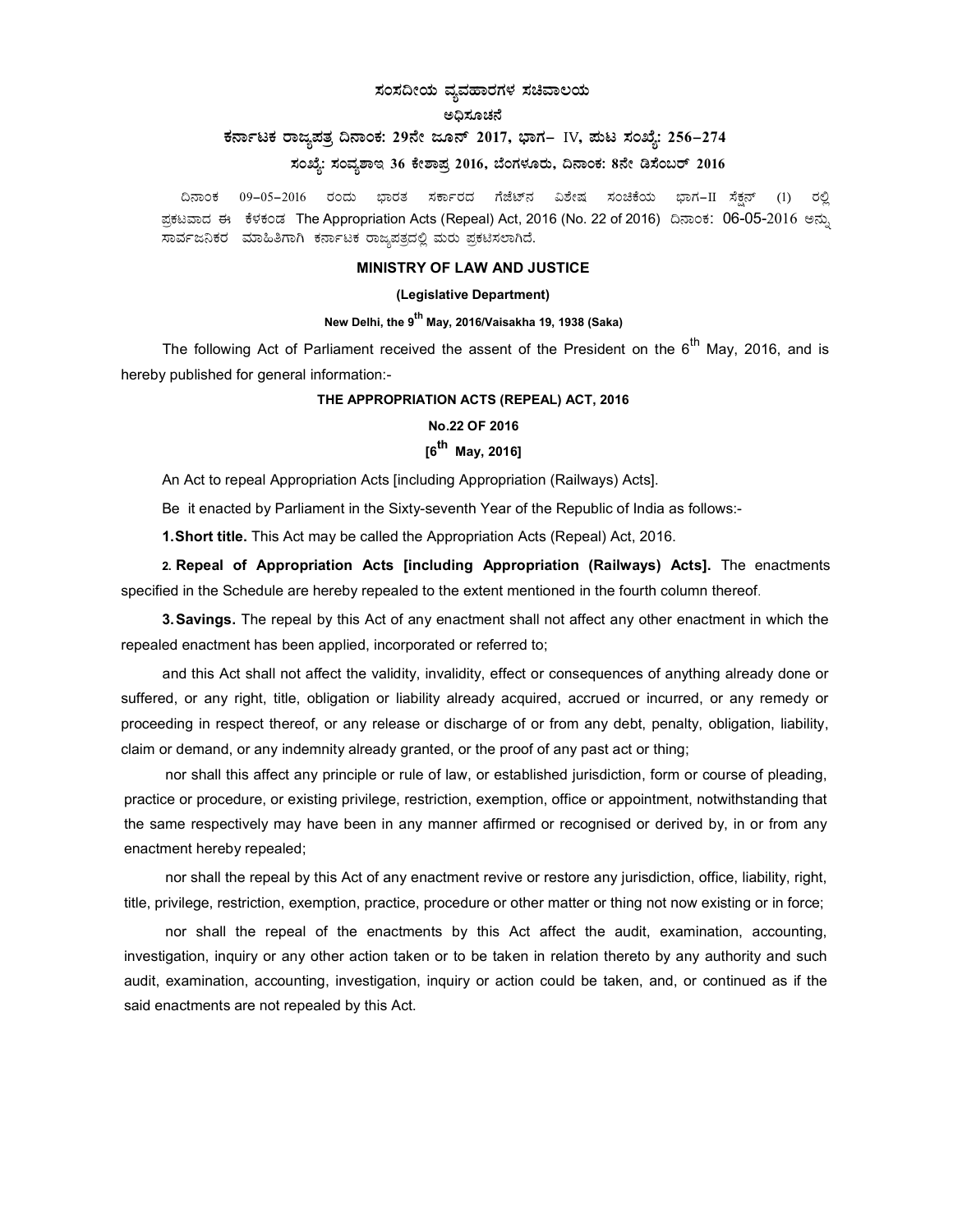# ಸಂಸದೀಯ ವ್ಯವಹಾರಗಳ ಸಚಿವಾಲಯ

## ಅಧಿಸೂಚನೆ

### ಕರ್ನಾಟಕ ರಾಜ್ಯಪತ್ರ ದಿನಾಂಕ: 29ನೇ ಜೂನ್ 2017, ಭಾಗ– IV, ಪುಟ ಸಂಖ್ಯೆ: 256–274

### ಸಂಖ್ಯೆ: ಸಂವ್ಯಶಾಇ 36 ಕೇಶಾಪ್ರ 2016, ಬೆಂಗಳೂರು, ದಿನಾಂಕ: 8ನೇ ಡಿಸೆಂಬರ್ 2016

ದಿನಾಂಕ 09–05–2016 ರಂದು ಭಾರತ ಸರ್ಕಾರದ ಗೆಜೆಟ್‌ನ ವಿಶೇಷ ಸಂಚಿಕೆಯ ಭಾಗ–II ಸೆಕ್ಷನ್ (1) ರಲ್ಲಿ ಪ್ರಕಟವಾದ ಈ ಕೆಳಕಂಡ The Appropriation Acts (Repeal) Act, 2016 (No. 22 of 2016) ದಿನಾಂಕ: 06-05-2016 ಅನ್ನು ಸಾರ್ವಜನಿಕರ ಮಾಹಿತಿಗಾಗಿ ಕರ್ನಾಟಕ ರಾಜ್ಯಪತ್ರದಲ್ಲಿ ಮರು ಪ್ರಕಟಿಸಲಾಗಿದೆ.

**MINISTRY OF LAW AND JUSTICE**

**(Legislative Department)**

**New Delhi, the 9th May, 2016/Vaisakha 19, 1938 (Saka)**

The following Act of Parliament received the assent of the President on the 6th May, 2016, and is hereby published for general information:-

**THE APPROPRIATION ACTS (REPEAL) ACT, 2016**

**No.22 OF 2016**

**[6th May, 2016]**

An Act to repeal Appropriation Acts [including Appropriation (Railways) Acts].

Be it enacted by Parliament in the Sixty-seventh Year of the Republic of India as follows:-

**1. Short title.** This Act may be called the Appropriation Acts (Repeal) Act, 2016.

**2. Repeal of Appropriation Acts [including Appropriation (Railways) Acts].** The enactments specified in the Schedule are hereby repealed to the extent mentioned in the fourth column thereof.

**3. Savings.** The repeal by this Act of any enactment shall not affect any other enactment in which the repealed enactment has been applied, incorporated or referred to;

and this Act shall not affect the validity, invalidity, effect or consequences of anything already done or suffered, or any right, title, obligation or liability already acquired, accrued or incurred, or any remedy or proceeding in respect thereof, or any release or discharge of or from any debt, penalty, obligation, liability, claim or demand, or any indemnity already granted, or the proof of any past act or thing;

nor shall this affect any principle or rule of law, or established jurisdiction, form or course of pleading, practice or procedure, or existing privilege, restriction, exemption, office or appointment, notwithstanding that the same respectively may have been in any manner affirmed or recognised or derived by, in or from any enactment hereby repealed;

nor shall the repeal by this Act of any enactment revive or restore any jurisdiction, office, liability, right, title, privilege, restriction, exemption, practice, procedure or other matter or thing not now existing or in force;

nor shall the repeal of the enactments by this Act affect the audit, examination, accounting, investigation, inquiry or any other action taken or to be taken in relation thereto by any authority and such audit, examination, accounting, investigation, inquiry or action could be taken, and, or continued as if the said enactments are not repealed by this Act.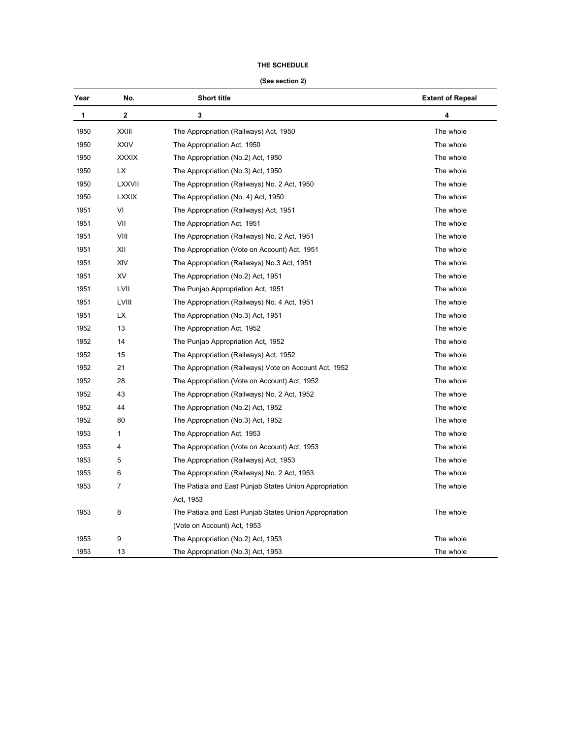**THE SCHEDULE**

**(See section 2)**

| Year | No. | Short title | Extent of Repeal |
|---|---|---|---|
| 1 | 2 | 3 | 4 |
| 1950 | XXIII | The Appropriation (Railways) Act, 1950 | The whole |
| 1950 | XXIV | The Appropriation Act, 1950 | The whole |
| 1950 | XXXIX | The Appropriation (No.2) Act, 1950 | The whole |
| 1950 | LX | The Appropriation (No.3) Act, 1950 | The whole |
| 1950 | LXXVII | The Appropriation (Railways) No. 2 Act, 1950 | The whole |
| 1950 | LXXIX | The Appropriation (No. 4) Act, 1950 | The whole |
| 1951 | VI | The Appropriation (Railways) Act, 1951 | The whole |
| 1951 | VII | The Appropriation Act, 1951 | The whole |
| 1951 | VIII | The Appropriation (Railways) No. 2 Act, 1951 | The whole |
| 1951 | XII | The Appropriation (Vote on Account) Act, 1951 | The whole |
| 1951 | XIV | The Appropriation (Railways) No.3 Act, 1951 | The whole |
| 1951 | XV | The Appropriation (No.2) Act, 1951 | The whole |
| 1951 | LVII | The Punjab Appropriation Act, 1951 | The whole |
| 1951 | LVIII | The Appropriation (Railways) No. 4 Act, 1951 | The whole |
| 1951 | LX | The Appropriation (No.3) Act, 1951 | The whole |
| 1952 | 13 | The Appropriation Act, 1952 | The whole |
| 1952 | 14 | The Punjab Appropriation Act, 1952 | The whole |
| 1952 | 15 | The Appropriation (Railways) Act, 1952 | The whole |
| 1952 | 21 | The Appropriation (Railways) Vote on Account Act, 1952 | The whole |
| 1952 | 28 | The Appropriation (Vote on Account) Act, 1952 | The whole |
| 1952 | 43 | The Appropriation (Railways) No. 2 Act, 1952 | The whole |
| 1952 | 44 | The Appropriation (No.2) Act, 1952 | The whole |
| 1952 | 80 | The Appropriation (No.3) Act, 1952 | The whole |
| 1953 | 1 | The Appropriation Act, 1953 | The whole |
| 1953 | 4 | The Appropriation (Vote on Account) Act, 1953 | The whole |
| 1953 | 5 | The Appropriation (Railways) Act, 1953 | The whole |
| 1953 | 6 | The Appropriation (Railways) No. 2 Act, 1953 | The whole |
| 1953 | 7 | The Patiala and East Punjab States Union Appropriation Act, 1953 | The whole |
| 1953 | 8 | The Patiala and East Punjab States Union Appropriation (Vote on Account) Act, 1953 | The whole |
| 1953 | 9 | The Appropriation (No.2) Act, 1953 | The whole |
| 1953 | 13 | The Appropriation (No.3) Act, 1953 | The whole |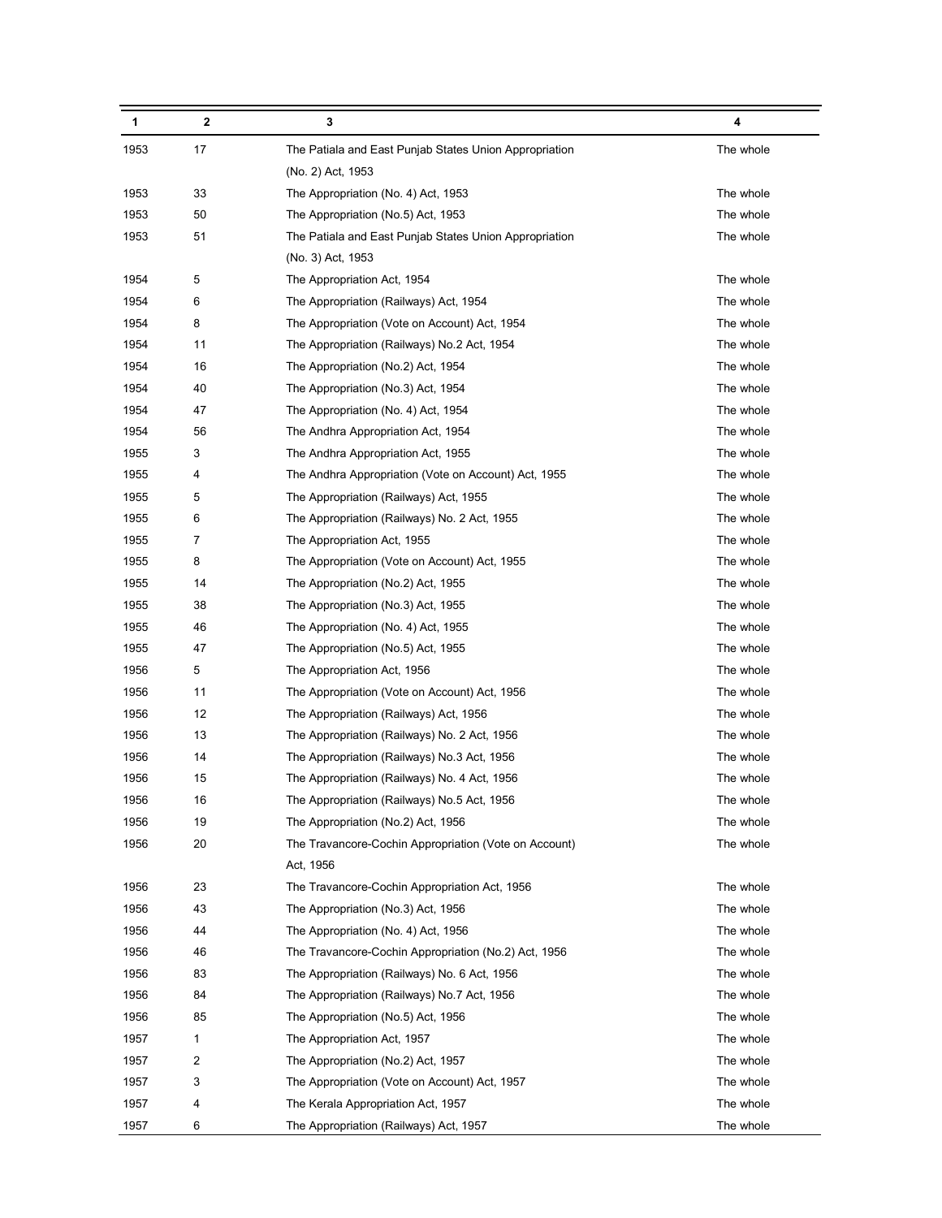| 1 | 2 | 3 | 4 |
|---|---|---|---|
| 1953 | 17 | The Patiala and East Punjab States Union Appropriation (No. 2) Act, 1953 | The whole |
| 1953 | 33 | The Appropriation (No. 4) Act, 1953 | The whole |
| 1953 | 50 | The Appropriation (No.5) Act, 1953 | The whole |
| 1953 | 51 | The Patiala and East Punjab States Union Appropriation (No. 3) Act, 1953 | The whole |
| 1954 | 5 | The Appropriation Act, 1954 | The whole |
| 1954 | 6 | The Appropriation (Railways) Act, 1954 | The whole |
| 1954 | 8 | The Appropriation (Vote on Account) Act, 1954 | The whole |
| 1954 | 11 | The Appropriation (Railways) No.2 Act, 1954 | The whole |
| 1954 | 16 | The Appropriation (No.2) Act, 1954 | The whole |
| 1954 | 40 | The Appropriation (No.3) Act, 1954 | The whole |
| 1954 | 47 | The Appropriation (No. 4) Act, 1954 | The whole |
| 1954 | 56 | The Andhra Appropriation Act, 1954 | The whole |
| 1955 | 3 | The Andhra Appropriation Act, 1955 | The whole |
| 1955 | 4 | The Andhra Appropriation (Vote on Account) Act, 1955 | The whole |
| 1955 | 5 | The Appropriation (Railways) Act, 1955 | The whole |
| 1955 | 6 | The Appropriation (Railways) No. 2 Act, 1955 | The whole |
| 1955 | 7 | The Appropriation Act, 1955 | The whole |
| 1955 | 8 | The Appropriation (Vote on Account) Act, 1955 | The whole |
| 1955 | 14 | The Appropriation (No.2) Act, 1955 | The whole |
| 1955 | 38 | The Appropriation (No.3) Act, 1955 | The whole |
| 1955 | 46 | The Appropriation (No. 4) Act, 1955 | The whole |
| 1955 | 47 | The Appropriation (No.5) Act, 1955 | The whole |
| 1956 | 5 | The Appropriation Act, 1956 | The whole |
| 1956 | 11 | The Appropriation (Vote on Account) Act, 1956 | The whole |
| 1956 | 12 | The Appropriation (Railways) Act, 1956 | The whole |
| 1956 | 13 | The Appropriation (Railways) No. 2 Act, 1956 | The whole |
| 1956 | 14 | The Appropriation (Railways) No.3 Act, 1956 | The whole |
| 1956 | 15 | The Appropriation (Railways) No. 4 Act, 1956 | The whole |
| 1956 | 16 | The Appropriation (Railways) No.5 Act, 1956 | The whole |
| 1956 | 19 | The Appropriation (No.2) Act, 1956 | The whole |
| 1956 | 20 | The Travancore-Cochin Appropriation (Vote on Account) Act, 1956 | The whole |
| 1956 | 23 | The Travancore-Cochin Appropriation Act, 1956 | The whole |
| 1956 | 43 | The Appropriation (No.3) Act, 1956 | The whole |
| 1956 | 44 | The Appropriation (No. 4) Act, 1956 | The whole |
| 1956 | 46 | The Travancore-Cochin Appropriation (No.2) Act, 1956 | The whole |
| 1956 | 83 | The Appropriation (Railways) No. 6 Act, 1956 | The whole |
| 1956 | 84 | The Appropriation (Railways) No.7 Act, 1956 | The whole |
| 1956 | 85 | The Appropriation (No.5) Act, 1956 | The whole |
| 1957 | 1 | The Appropriation Act, 1957 | The whole |
| 1957 | 2 | The Appropriation (No.2) Act, 1957 | The whole |
| 1957 | 3 | The Appropriation (Vote on Account) Act, 1957 | The whole |
| 1957 | 4 | The Kerala Appropriation Act, 1957 | The whole |
| 1957 | 6 | The Appropriation (Railways) Act, 1957 | The whole |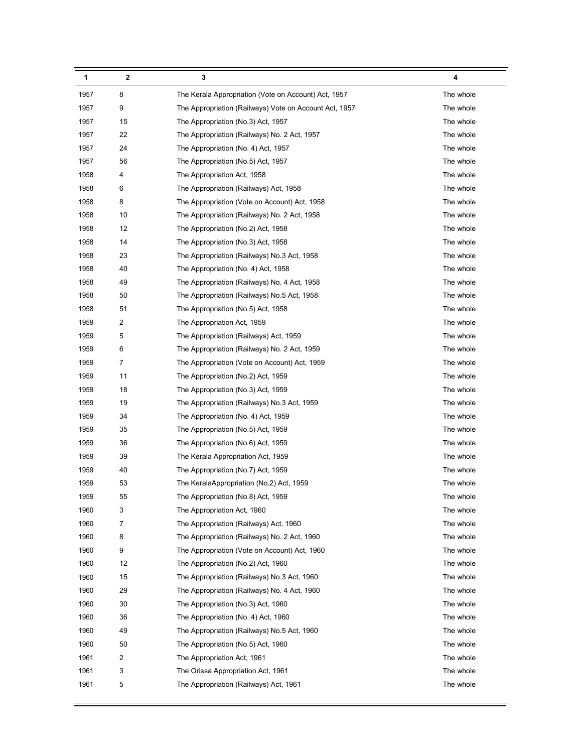| 1 | 2 | 3 | 4 |
|---|---|---|---|
| 1957 | 8 | The Kerala Appropriation (Vote on Account) Act, 1957 | The whole |
| 1957 | 9 | The Appropriation (Railways) Vote on Account Act, 1957 | The whole |
| 1957 | 15 | The Appropriation (No.3) Act, 1957 | The whole |
| 1957 | 22 | The Appropriation (Railways) No. 2 Act, 1957 | The whole |
| 1957 | 24 | The Appropriation (No. 4) Act, 1957 | The whole |
| 1957 | 56 | The Appropriation (No.5) Act, 1957 | The whole |
| 1958 | 4 | The Appropriation Act, 1958 | The whole |
| 1958 | 6 | The Appropriation (Railways) Act, 1958 | The whole |
| 1958 | 8 | The Appropriation (Vote on Account) Act, 1958 | The whole |
| 1958 | 10 | The Appropriation (Railways) No. 2 Act, 1958 | The whole |
| 1958 | 12 | The Appropriation (No.2) Act, 1958 | The whole |
| 1958 | 14 | The Appropriation (No.3) Act, 1958 | The whole |
| 1958 | 23 | The Appropriation (Railways) No.3 Act, 1958 | The whole |
| 1958 | 40 | The Appropriation (No. 4) Act, 1958 | The whole |
| 1958 | 49 | The Appropriation (Railways) No. 4 Act, 1958 | The whole |
| 1958 | 50 | The Appropriation (Railways) No.5 Act, 1958 | The whole |
| 1958 | 51 | The Appropriation (No.5) Act, 1958 | The whole |
| 1959 | 2 | The Appropriation Act, 1959 | The whole |
| 1959 | 5 | The Appropriation (Railways) Act, 1959 | The whole |
| 1959 | 6 | The Appropriation (Railways) No. 2 Act, 1959 | The whole |
| 1959 | 7 | The Appropriation (Vote on Account) Act, 1959 | The whole |
| 1959 | 11 | The Appropriation (No.2) Act, 1959 | The whole |
| 1959 | 18 | The Appropriation (No.3) Act, 1959 | The whole |
| 1959 | 19 | The Appropriation (Railways) No.3 Act, 1959 | The whole |
| 1959 | 34 | The Appropriation (No. 4) Act, 1959 | The whole |
| 1959 | 35 | The Appropriation (No.5) Act, 1959 | The whole |
| 1959 | 36 | The Appropriation (No.6) Act, 1959 | The whole |
| 1959 | 39 | The Kerala Appropriation Act, 1959 | The whole |
| 1959 | 40 | The Appropriation (No.7) Act, 1959 | The whole |
| 1959 | 53 | The KeralaAppropriation (No.2) Act, 1959 | The whole |
| 1959 | 55 | The Appropriation (No.8) Act, 1959 | The whole |
| 1960 | 3 | The Appropriation Act, 1960 | The whole |
| 1960 | 7 | The Appropriation (Railways) Act, 1960 | The whole |
| 1960 | 8 | The Appropriation (Railways) No. 2 Act, 1960 | The whole |
| 1960 | 9 | The Appropriation (Vote on Account) Act, 1960 | The whole |
| 1960 | 12 | The Appropriation (No.2) Act, 1960 | The whole |
| 1960 | 15 | The Appropriation (Railways) No.3 Act, 1960 | The whole |
| 1960 | 29 | The Appropriation (Railways) No. 4 Act, 1960 | The whole |
| 1960 | 30 | The Appropriation (No.3) Act, 1960 | The whole |
| 1960 | 36 | The Appropriation (No. 4) Act, 1960 | The whole |
| 1960 | 49 | The Appropriation (Railways) No.5 Act, 1960 | The whole |
| 1960 | 50 | The Appropriation (No.5) Act, 1960 | The whole |
| 1961 | 2 | The Appropriation Act, 1961 | The whole |
| 1961 | 3 | The Orissa Appropriation Act, 1961 | The whole |
| 1961 | 5 | The Appropriation (Railways) Act, 1961 | The whole |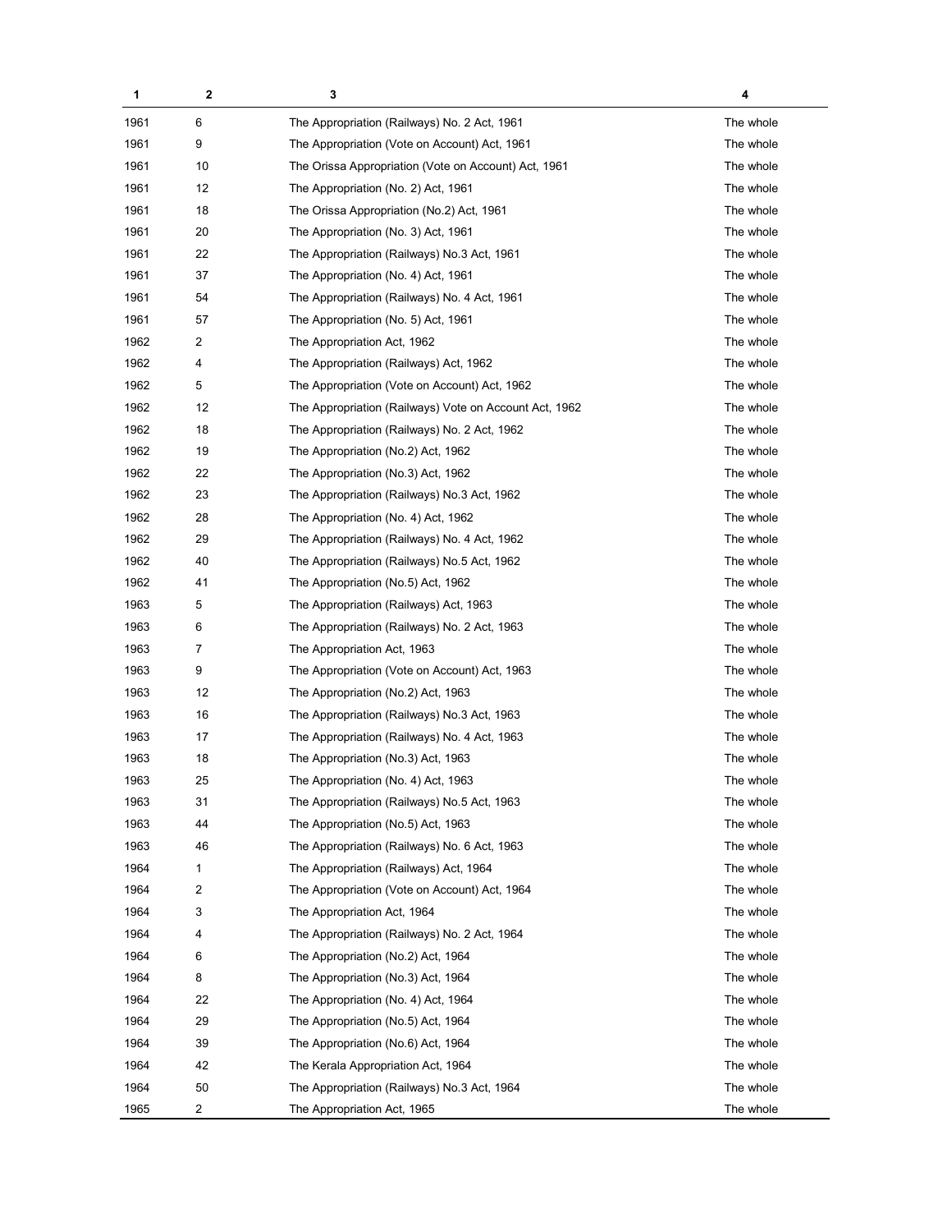| 1 | 2 | 3 | 4 |
|---|---|---|---|
| 1961 | 6 | The Appropriation (Railways) No. 2 Act, 1961 | The whole |
| 1961 | 9 | The Appropriation (Vote on Account) Act, 1961 | The whole |
| 1961 | 10 | The Orissa Appropriation (Vote on Account) Act, 1961 | The whole |
| 1961 | 12 | The Appropriation (No. 2) Act, 1961 | The whole |
| 1961 | 18 | The Orissa Appropriation (No.2) Act, 1961 | The whole |
| 1961 | 20 | The Appropriation (No. 3) Act, 1961 | The whole |
| 1961 | 22 | The Appropriation (Railways) No.3 Act, 1961 | The whole |
| 1961 | 37 | The Appropriation (No. 4) Act, 1961 | The whole |
| 1961 | 54 | The Appropriation (Railways) No. 4 Act, 1961 | The whole |
| 1961 | 57 | The Appropriation (No. 5) Act, 1961 | The whole |
| 1962 | 2 | The Appropriation Act, 1962 | The whole |
| 1962 | 4 | The Appropriation (Railways) Act, 1962 | The whole |
| 1962 | 5 | The Appropriation (Vote on Account) Act, 1962 | The whole |
| 1962 | 12 | The Appropriation (Railways) Vote on Account Act, 1962 | The whole |
| 1962 | 18 | The Appropriation (Railways) No. 2 Act, 1962 | The whole |
| 1962 | 19 | The Appropriation (No.2) Act, 1962 | The whole |
| 1962 | 22 | The Appropriation (No.3) Act, 1962 | The whole |
| 1962 | 23 | The Appropriation (Railways) No.3 Act, 1962 | The whole |
| 1962 | 28 | The Appropriation (No. 4) Act, 1962 | The whole |
| 1962 | 29 | The Appropriation (Railways) No. 4 Act, 1962 | The whole |
| 1962 | 40 | The Appropriation (Railways) No.5 Act, 1962 | The whole |
| 1962 | 41 | The Appropriation (No.5) Act, 1962 | The whole |
| 1963 | 5 | The Appropriation (Railways) Act, 1963 | The whole |
| 1963 | 6 | The Appropriation (Railways) No. 2 Act, 1963 | The whole |
| 1963 | 7 | The Appropriation Act, 1963 | The whole |
| 1963 | 9 | The Appropriation (Vote on Account) Act, 1963 | The whole |
| 1963 | 12 | The Appropriation (No.2) Act, 1963 | The whole |
| 1963 | 16 | The Appropriation (Railways) No.3 Act, 1963 | The whole |
| 1963 | 17 | The Appropriation (Railways) No. 4 Act, 1963 | The whole |
| 1963 | 18 | The Appropriation (No.3) Act, 1963 | The whole |
| 1963 | 25 | The Appropriation (No. 4) Act, 1963 | The whole |
| 1963 | 31 | The Appropriation (Railways) No.5 Act, 1963 | The whole |
| 1963 | 44 | The Appropriation (No.5) Act, 1963 | The whole |
| 1963 | 46 | The Appropriation (Railways) No. 6 Act, 1963 | The whole |
| 1964 | 1 | The Appropriation (Railways) Act, 1964 | The whole |
| 1964 | 2 | The Appropriation (Vote on Account) Act, 1964 | The whole |
| 1964 | 3 | The Appropriation Act, 1964 | The whole |
| 1964 | 4 | The Appropriation (Railways) No. 2 Act, 1964 | The whole |
| 1964 | 6 | The Appropriation (No.2) Act, 1964 | The whole |
| 1964 | 8 | The Appropriation (No.3) Act, 1964 | The whole |
| 1964 | 22 | The Appropriation (No. 4) Act, 1964 | The whole |
| 1964 | 29 | The Appropriation (No.5) Act, 1964 | The whole |
| 1964 | 39 | The Appropriation (No.6) Act, 1964 | The whole |
| 1964 | 42 | The Kerala Appropriation Act, 1964 | The whole |
| 1964 | 50 | The Appropriation (Railways) No.3 Act, 1964 | The whole |
| 1965 | 2 | The Appropriation Act, 1965 | The whole |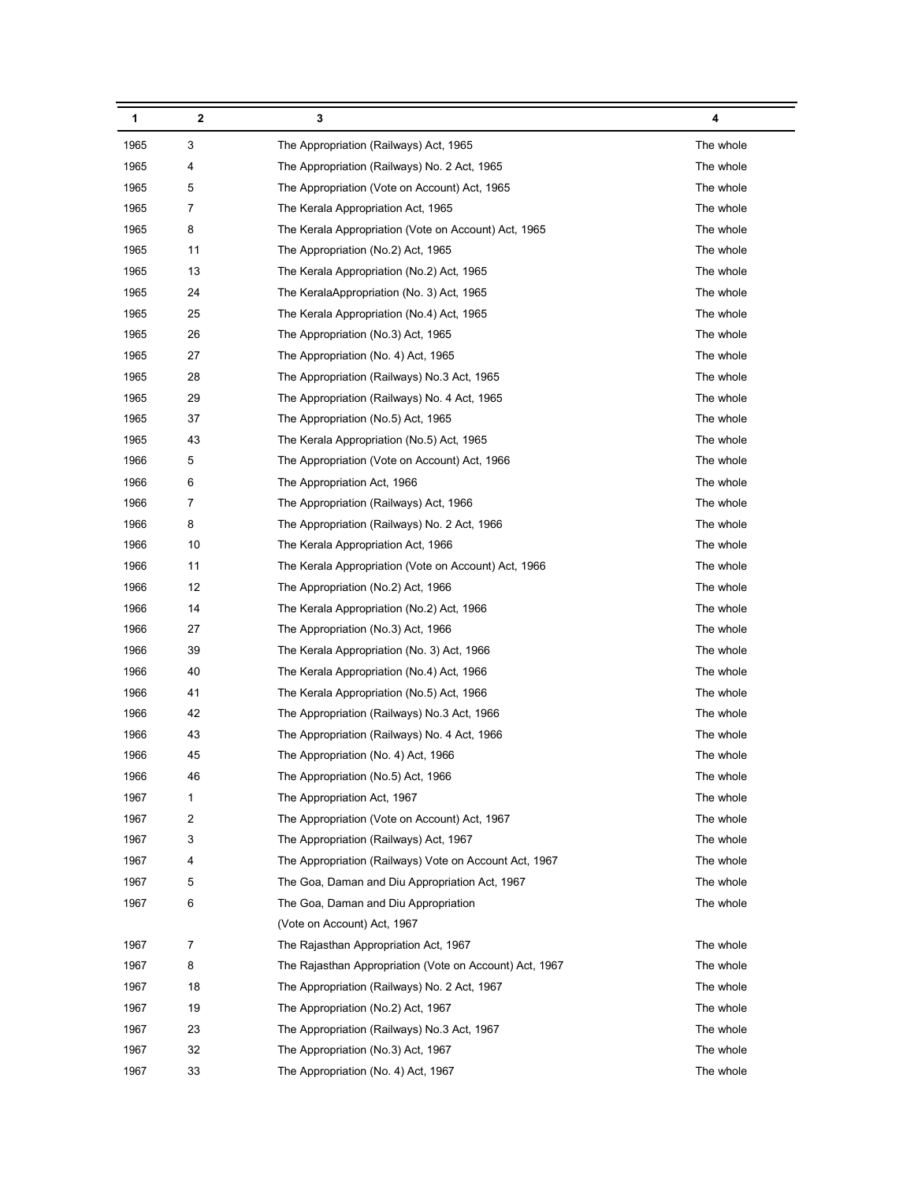| 1 | 2 | 3 | 4 |
|---|---|---|---|
| 1965 | 3 | The Appropriation (Railways) Act, 1965 | The whole |
| 1965 | 4 | The Appropriation (Railways) No. 2 Act, 1965 | The whole |
| 1965 | 5 | The Appropriation (Vote on Account) Act, 1965 | The whole |
| 1965 | 7 | The Kerala Appropriation Act, 1965 | The whole |
| 1965 | 8 | The Kerala Appropriation (Vote on Account) Act, 1965 | The whole |
| 1965 | 11 | The Appropriation (No.2) Act, 1965 | The whole |
| 1965 | 13 | The Kerala Appropriation (No.2) Act, 1965 | The whole |
| 1965 | 24 | The KeralaAppropriation (No. 3) Act, 1965 | The whole |
| 1965 | 25 | The Kerala Appropriation (No.4) Act, 1965 | The whole |
| 1965 | 26 | The Appropriation (No.3) Act, 1965 | The whole |
| 1965 | 27 | The Appropriation (No. 4) Act, 1965 | The whole |
| 1965 | 28 | The Appropriation (Railways) No.3 Act, 1965 | The whole |
| 1965 | 29 | The Appropriation (Railways) No. 4 Act, 1965 | The whole |
| 1965 | 37 | The Appropriation (No.5) Act, 1965 | The whole |
| 1965 | 43 | The Kerala Appropriation (No.5) Act, 1965 | The whole |
| 1966 | 5 | The Appropriation (Vote on Account) Act, 1966 | The whole |
| 1966 | 6 | The Appropriation Act, 1966 | The whole |
| 1966 | 7 | The Appropriation (Railways) Act, 1966 | The whole |
| 1966 | 8 | The Appropriation (Railways) No. 2 Act, 1966 | The whole |
| 1966 | 10 | The Kerala Appropriation Act, 1966 | The whole |
| 1966 | 11 | The Kerala Appropriation (Vote on Account) Act, 1966 | The whole |
| 1966 | 12 | The Appropriation (No.2) Act, 1966 | The whole |
| 1966 | 14 | The Kerala Appropriation (No.2) Act, 1966 | The whole |
| 1966 | 27 | The Appropriation (No.3) Act, 1966 | The whole |
| 1966 | 39 | The Kerala Appropriation (No. 3) Act, 1966 | The whole |
| 1966 | 40 | The Kerala Appropriation (No.4) Act, 1966 | The whole |
| 1966 | 41 | The Kerala Appropriation (No.5) Act, 1966 | The whole |
| 1966 | 42 | The Appropriation (Railways) No.3 Act, 1966 | The whole |
| 1966 | 43 | The Appropriation (Railways) No. 4 Act, 1966 | The whole |
| 1966 | 45 | The Appropriation (No. 4) Act, 1966 | The whole |
| 1966 | 46 | The Appropriation (No.5) Act, 1966 | The whole |
| 1967 | 1 | The Appropriation Act, 1967 | The whole |
| 1967 | 2 | The Appropriation (Vote on Account) Act, 1967 | The whole |
| 1967 | 3 | The Appropriation (Railways) Act, 1967 | The whole |
| 1967 | 4 | The Appropriation (Railways) Vote on Account Act, 1967 | The whole |
| 1967 | 5 | The Goa, Daman and Diu Appropriation Act, 1967 | The whole |
| 1967 | 6 | The Goa, Daman and Diu Appropriation (Vote on Account) Act, 1967 | The whole |
| 1967 | 7 | The Rajasthan Appropriation Act, 1967 | The whole |
| 1967 | 8 | The Rajasthan Appropriation (Vote on Account) Act, 1967 | The whole |
| 1967 | 18 | The Appropriation (Railways) No. 2 Act, 1967 | The whole |
| 1967 | 19 | The Appropriation (No.2) Act, 1967 | The whole |
| 1967 | 23 | The Appropriation (Railways) No.3 Act, 1967 | The whole |
| 1967 | 32 | The Appropriation (No.3) Act, 1967 | The whole |
| 1967 | 33 | The Appropriation (No. 4) Act, 1967 | The whole |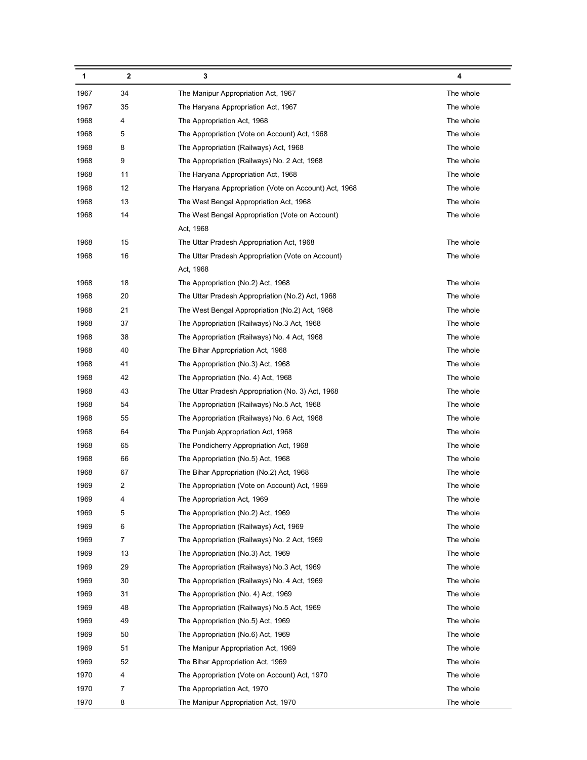| 1 | 2 | 3 | 4 |
|---|---|---|---|
| 1967 | 34 | The Manipur Appropriation Act, 1967 | The whole |
| 1967 | 35 | The Haryana Appropriation Act, 1967 | The whole |
| 1968 | 4 | The Appropriation Act, 1968 | The whole |
| 1968 | 5 | The Appropriation (Vote on Account) Act, 1968 | The whole |
| 1968 | 8 | The Appropriation (Railways) Act, 1968 | The whole |
| 1968 | 9 | The Appropriation (Railways) No. 2 Act, 1968 | The whole |
| 1968 | 11 | The Haryana Appropriation Act, 1968 | The whole |
| 1968 | 12 | The Haryana Appropriation (Vote on Account) Act, 1968 | The whole |
| 1968 | 13 | The West Bengal Appropriation Act, 1968 | The whole |
| 1968 | 14 | The West Bengal Appropriation (Vote on Account) Act, 1968 | The whole |
| 1968 | 15 | The Uttar Pradesh Appropriation Act, 1968 | The whole |
| 1968 | 16 | The Uttar Pradesh Appropriation (Vote on Account) Act, 1968 | The whole |
| 1968 | 18 | The Appropriation (No.2) Act, 1968 | The whole |
| 1968 | 20 | The Uttar Pradesh Appropriation (No.2) Act, 1968 | The whole |
| 1968 | 21 | The West Bengal Appropriation (No.2) Act, 1968 | The whole |
| 1968 | 37 | The Appropriation (Railways) No.3 Act, 1968 | The whole |
| 1968 | 38 | The Appropriation (Railways) No. 4 Act, 1968 | The whole |
| 1968 | 40 | The Bihar Appropriation Act, 1968 | The whole |
| 1968 | 41 | The Appropriation (No.3) Act, 1968 | The whole |
| 1968 | 42 | The Appropriation (No. 4) Act, 1968 | The whole |
| 1968 | 43 | The Uttar Pradesh Appropriation (No. 3) Act, 1968 | The whole |
| 1968 | 54 | The Appropriation (Railways) No.5 Act, 1968 | The whole |
| 1968 | 55 | The Appropriation (Railways) No. 6 Act, 1968 | The whole |
| 1968 | 64 | The Punjab Appropriation Act, 1968 | The whole |
| 1968 | 65 | The Pondicherry Appropriation Act, 1968 | The whole |
| 1968 | 66 | The Appropriation (No.5) Act, 1968 | The whole |
| 1968 | 67 | The Bihar Appropriation (No.2) Act, 1968 | The whole |
| 1969 | 2 | The Appropriation (Vote on Account) Act, 1969 | The whole |
| 1969 | 4 | The Appropriation Act, 1969 | The whole |
| 1969 | 5 | The Appropriation (No.2) Act, 1969 | The whole |
| 1969 | 6 | The Appropriation (Railways) Act, 1969 | The whole |
| 1969 | 7 | The Appropriation (Railways) No. 2 Act, 1969 | The whole |
| 1969 | 13 | The Appropriation (No.3) Act, 1969 | The whole |
| 1969 | 29 | The Appropriation (Railways) No.3 Act, 1969 | The whole |
| 1969 | 30 | The Appropriation (Railways) No. 4 Act, 1969 | The whole |
| 1969 | 31 | The Appropriation (No. 4) Act, 1969 | The whole |
| 1969 | 48 | The Appropriation (Railways) No.5 Act, 1969 | The whole |
| 1969 | 49 | The Appropriation (No.5) Act, 1969 | The whole |
| 1969 | 50 | The Appropriation (No.6) Act, 1969 | The whole |
| 1969 | 51 | The Manipur Appropriation Act, 1969 | The whole |
| 1969 | 52 | The Bihar Appropriation Act, 1969 | The whole |
| 1970 | 4 | The Appropriation (Vote on Account) Act, 1970 | The whole |
| 1970 | 7 | The Appropriation Act, 1970 | The whole |
| 1970 | 8 | The Manipur Appropriation Act, 1970 | The whole |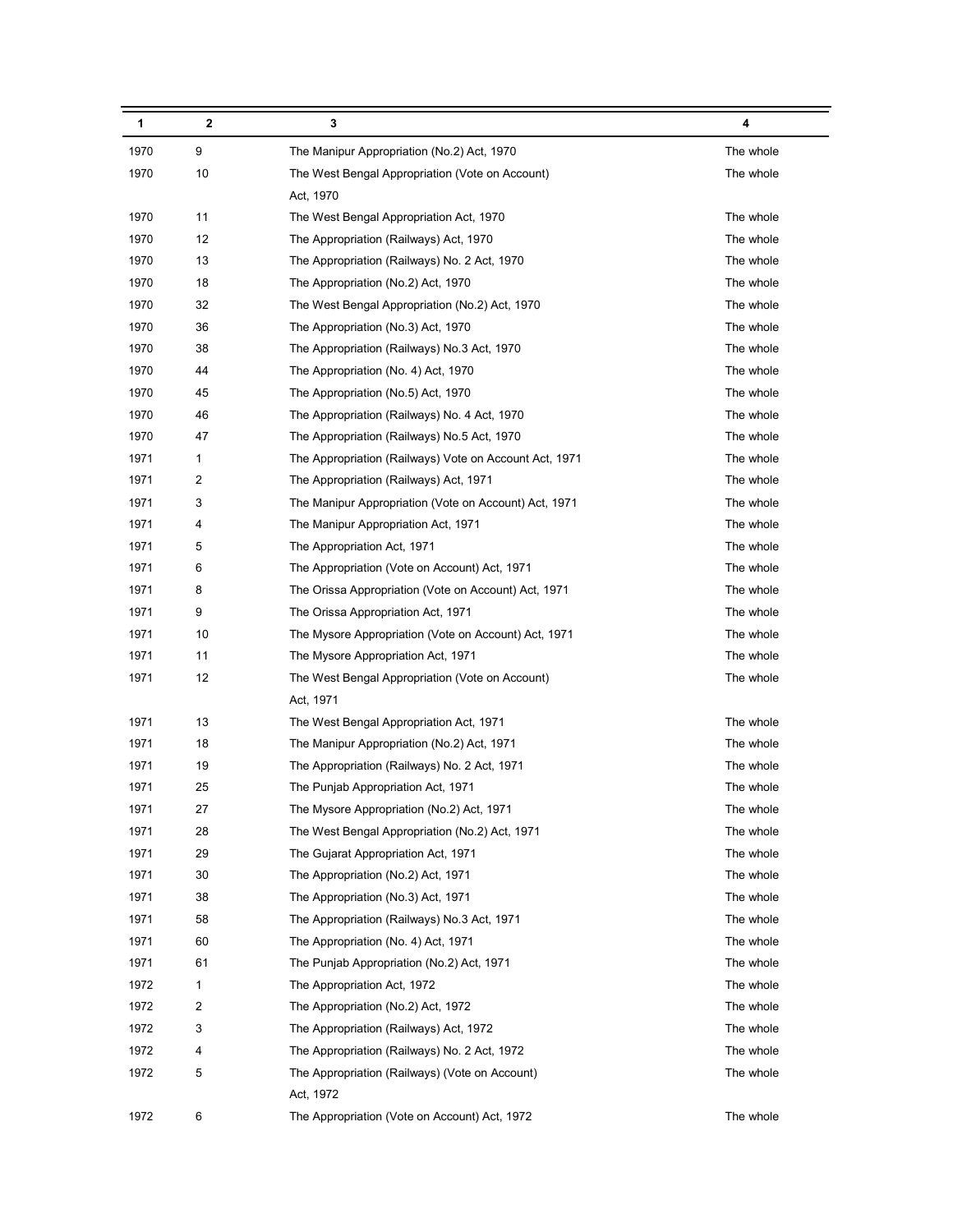| 1 | 2 | 3 | 4 |
|---|---|---|---|
| 1970 | 9 | The Manipur Appropriation (No.2) Act, 1970 | The whole |
| 1970 | 10 | The West Bengal Appropriation (Vote on Account) Act, 1970 | The whole |
| 1970 | 11 | The West Bengal Appropriation Act, 1970 | The whole |
| 1970 | 12 | The Appropriation (Railways) Act, 1970 | The whole |
| 1970 | 13 | The Appropriation (Railways) No. 2 Act, 1970 | The whole |
| 1970 | 18 | The Appropriation (No.2) Act, 1970 | The whole |
| 1970 | 32 | The West Bengal Appropriation (No.2) Act, 1970 | The whole |
| 1970 | 36 | The Appropriation (No.3) Act, 1970 | The whole |
| 1970 | 38 | The Appropriation (Railways) No.3 Act, 1970 | The whole |
| 1970 | 44 | The Appropriation (No. 4) Act, 1970 | The whole |
| 1970 | 45 | The Appropriation (No.5) Act, 1970 | The whole |
| 1970 | 46 | The Appropriation (Railways) No. 4 Act, 1970 | The whole |
| 1970 | 47 | The Appropriation (Railways) No.5 Act, 1970 | The whole |
| 1971 | 1 | The Appropriation (Railways) Vote on Account Act, 1971 | The whole |
| 1971 | 2 | The Appropriation (Railways) Act, 1971 | The whole |
| 1971 | 3 | The Manipur Appropriation (Vote on Account) Act, 1971 | The whole |
| 1971 | 4 | The Manipur Appropriation Act, 1971 | The whole |
| 1971 | 5 | The Appropriation Act, 1971 | The whole |
| 1971 | 6 | The Appropriation (Vote on Account) Act, 1971 | The whole |
| 1971 | 8 | The Orissa Appropriation (Vote on Account) Act, 1971 | The whole |
| 1971 | 9 | The Orissa Appropriation Act, 1971 | The whole |
| 1971 | 10 | The Mysore Appropriation (Vote on Account) Act, 1971 | The whole |
| 1971 | 11 | The Mysore Appropriation Act, 1971 | The whole |
| 1971 | 12 | The West Bengal Appropriation (Vote on Account) Act, 1971 | The whole |
| 1971 | 13 | The West Bengal Appropriation Act, 1971 | The whole |
| 1971 | 18 | The Manipur Appropriation (No.2) Act, 1971 | The whole |
| 1971 | 19 | The Appropriation (Railways) No. 2 Act, 1971 | The whole |
| 1971 | 25 | The Punjab Appropriation Act, 1971 | The whole |
| 1971 | 27 | The Mysore Appropriation (No.2) Act, 1971 | The whole |
| 1971 | 28 | The West Bengal Appropriation (No.2) Act, 1971 | The whole |
| 1971 | 29 | The Gujarat Appropriation Act, 1971 | The whole |
| 1971 | 30 | The Appropriation (No.2) Act, 1971 | The whole |
| 1971 | 38 | The Appropriation (No.3) Act, 1971 | The whole |
| 1971 | 58 | The Appropriation (Railways) No.3 Act, 1971 | The whole |
| 1971 | 60 | The Appropriation (No. 4) Act, 1971 | The whole |
| 1971 | 61 | The Punjab Appropriation (No.2) Act, 1971 | The whole |
| 1972 | 1 | The Appropriation Act, 1972 | The whole |
| 1972 | 2 | The Appropriation (No.2) Act, 1972 | The whole |
| 1972 | 3 | The Appropriation (Railways) Act, 1972 | The whole |
| 1972 | 4 | The Appropriation (Railways) No. 2 Act, 1972 | The whole |
| 1972 | 5 | The Appropriation (Railways) (Vote on Account) Act, 1972 | The whole |
| 1972 | 6 | The Appropriation (Vote on Account) Act, 1972 | The whole |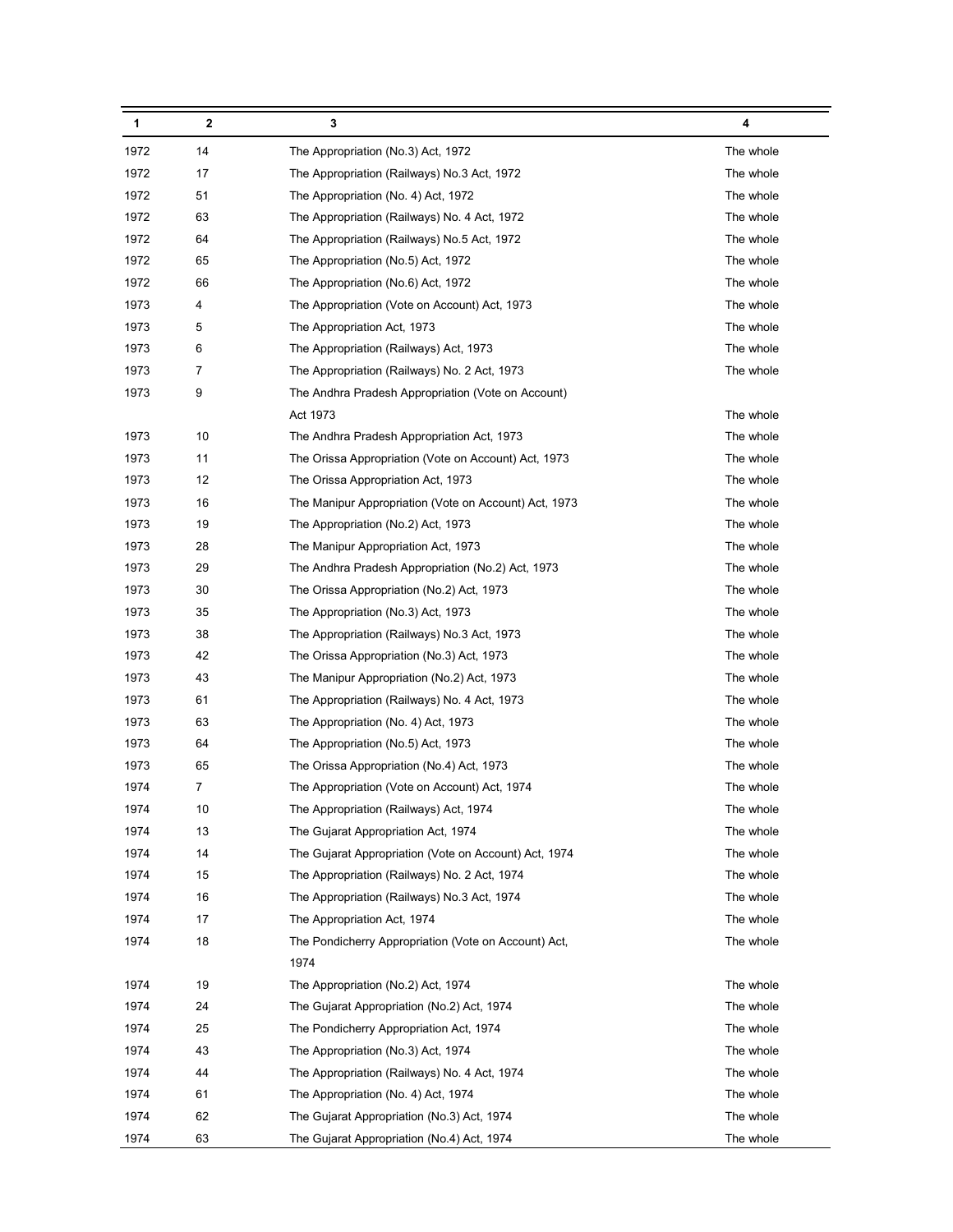| 1 | 2 | 3 | 4 |
|---|---|---|---|
| 1972 | 14 | The Appropriation (No.3) Act, 1972 | The whole |
| 1972 | 17 | The Appropriation (Railways) No.3 Act, 1972 | The whole |
| 1972 | 51 | The Appropriation (No. 4) Act, 1972 | The whole |
| 1972 | 63 | The Appropriation (Railways) No. 4 Act, 1972 | The whole |
| 1972 | 64 | The Appropriation (Railways) No.5 Act, 1972 | The whole |
| 1972 | 65 | The Appropriation (No.5) Act, 1972 | The whole |
| 1972 | 66 | The Appropriation (No.6) Act, 1972 | The whole |
| 1973 | 4 | The Appropriation (Vote on Account) Act, 1973 | The whole |
| 1973 | 5 | The Appropriation Act, 1973 | The whole |
| 1973 | 6 | The Appropriation (Railways) Act, 1973 | The whole |
| 1973 | 7 | The Appropriation (Railways) No. 2 Act, 1973 | The whole |
| 1973 | 9 | The Andhra Pradesh Appropriation (Vote on Account) Act 1973 | The whole |
| 1973 | 10 | The Andhra Pradesh Appropriation Act, 1973 | The whole |
| 1973 | 11 | The Orissa Appropriation (Vote on Account) Act, 1973 | The whole |
| 1973 | 12 | The Orissa Appropriation Act, 1973 | The whole |
| 1973 | 16 | The Manipur Appropriation (Vote on Account) Act, 1973 | The whole |
| 1973 | 19 | The Appropriation (No.2) Act, 1973 | The whole |
| 1973 | 28 | The Manipur Appropriation Act, 1973 | The whole |
| 1973 | 29 | The Andhra Pradesh Appropriation (No.2) Act, 1973 | The whole |
| 1973 | 30 | The Orissa Appropriation (No.2) Act, 1973 | The whole |
| 1973 | 35 | The Appropriation (No.3) Act, 1973 | The whole |
| 1973 | 38 | The Appropriation (Railways) No.3 Act, 1973 | The whole |
| 1973 | 42 | The Orissa Appropriation (No.3) Act, 1973 | The whole |
| 1973 | 43 | The Manipur Appropriation (No.2) Act, 1973 | The whole |
| 1973 | 61 | The Appropriation (Railways) No. 4 Act, 1973 | The whole |
| 1973 | 63 | The Appropriation (No. 4) Act, 1973 | The whole |
| 1973 | 64 | The Appropriation (No.5) Act, 1973 | The whole |
| 1973 | 65 | The Orissa Appropriation (No.4) Act, 1973 | The whole |
| 1974 | 7 | The Appropriation (Vote on Account) Act, 1974 | The whole |
| 1974 | 10 | The Appropriation (Railways) Act, 1974 | The whole |
| 1974 | 13 | The Gujarat Appropriation Act, 1974 | The whole |
| 1974 | 14 | The Gujarat Appropriation (Vote on Account) Act, 1974 | The whole |
| 1974 | 15 | The Appropriation (Railways) No. 2 Act, 1974 | The whole |
| 1974 | 16 | The Appropriation (Railways) No.3 Act, 1974 | The whole |
| 1974 | 17 | The Appropriation Act, 1974 | The whole |
| 1974 | 18 | The Pondicherry Appropriation (Vote on Account) Act, 1974 | The whole |
| 1974 | 19 | The Appropriation (No.2) Act, 1974 | The whole |
| 1974 | 24 | The Gujarat Appropriation (No.2) Act, 1974 | The whole |
| 1974 | 25 | The Pondicherry Appropriation Act, 1974 | The whole |
| 1974 | 43 | The Appropriation (No.3) Act, 1974 | The whole |
| 1974 | 44 | The Appropriation (Railways) No. 4 Act, 1974 | The whole |
| 1974 | 61 | The Appropriation (No. 4) Act, 1974 | The whole |
| 1974 | 62 | The Gujarat Appropriation (No.3) Act, 1974 | The whole |
| 1974 | 63 | The Gujarat Appropriation (No.4) Act, 1974 | The whole |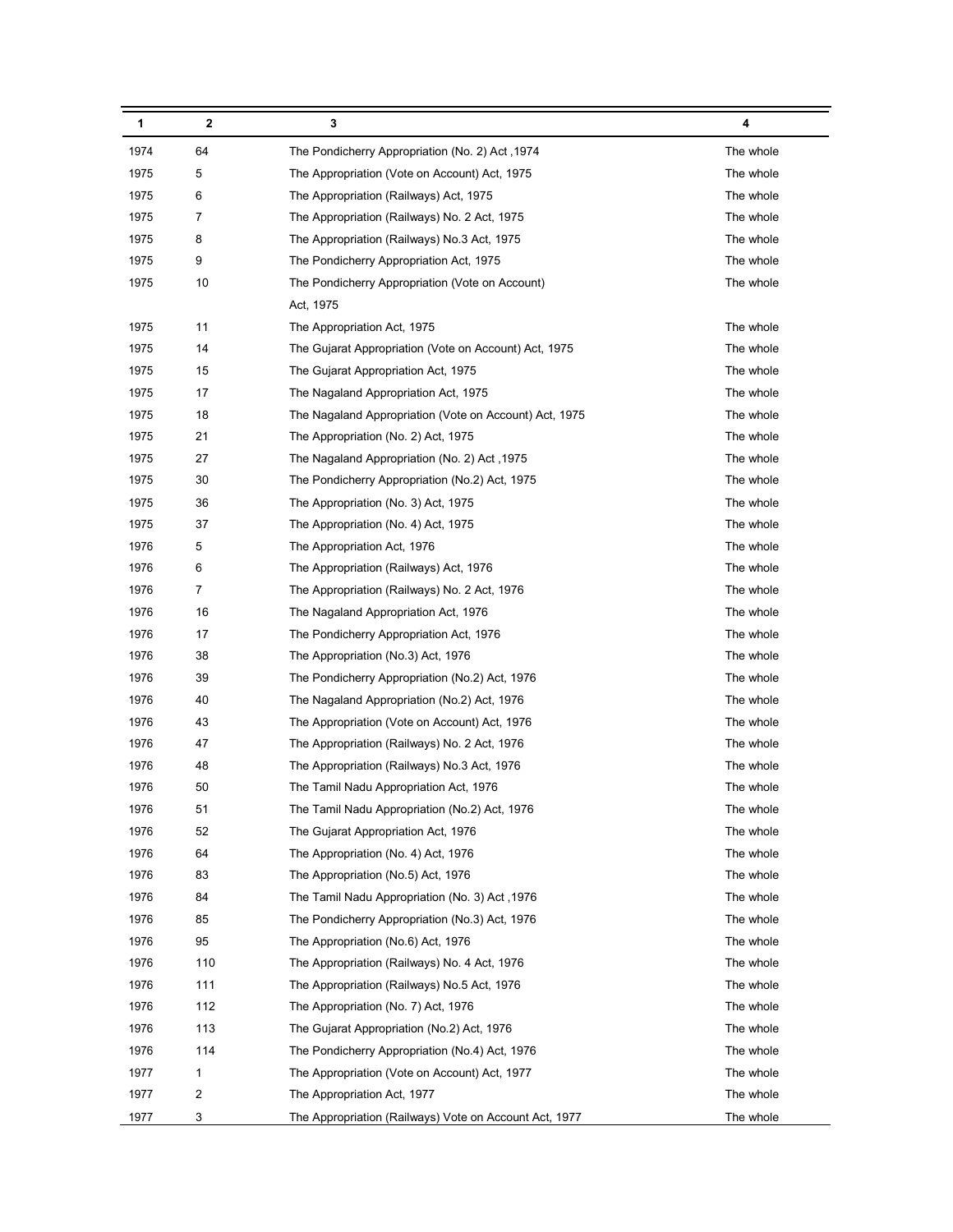| 1 | 2 | 3 | 4 |
|---|---|---|---|
| 1974 | 64 | The Pondicherry Appropriation (No. 2) Act ,1974 | The whole |
| 1975 | 5 | The Appropriation (Vote on Account) Act, 1975 | The whole |
| 1975 | 6 | The Appropriation (Railways) Act, 1975 | The whole |
| 1975 | 7 | The Appropriation (Railways) No. 2 Act, 1975 | The whole |
| 1975 | 8 | The Appropriation (Railways) No.3 Act, 1975 | The whole |
| 1975 | 9 | The Pondicherry Appropriation Act, 1975 | The whole |
| 1975 | 10 | The Pondicherry Appropriation (Vote on Account) Act, 1975 | The whole |
| 1975 | 11 | The Appropriation Act, 1975 | The whole |
| 1975 | 14 | The Gujarat Appropriation (Vote on Account) Act, 1975 | The whole |
| 1975 | 15 | The Gujarat Appropriation Act, 1975 | The whole |
| 1975 | 17 | The Nagaland Appropriation Act, 1975 | The whole |
| 1975 | 18 | The Nagaland Appropriation (Vote on Account) Act, 1975 | The whole |
| 1975 | 21 | The Appropriation (No. 2) Act, 1975 | The whole |
| 1975 | 27 | The Nagaland Appropriation (No. 2) Act ,1975 | The whole |
| 1975 | 30 | The Pondicherry Appropriation (No.2) Act, 1975 | The whole |
| 1975 | 36 | The Appropriation (No. 3) Act, 1975 | The whole |
| 1975 | 37 | The Appropriation (No. 4) Act, 1975 | The whole |
| 1976 | 5 | The Appropriation Act, 1976 | The whole |
| 1976 | 6 | The Appropriation (Railways) Act, 1976 | The whole |
| 1976 | 7 | The Appropriation (Railways) No. 2 Act, 1976 | The whole |
| 1976 | 16 | The Nagaland Appropriation Act, 1976 | The whole |
| 1976 | 17 | The Pondicherry Appropriation Act, 1976 | The whole |
| 1976 | 38 | The Appropriation (No.3) Act, 1976 | The whole |
| 1976 | 39 | The Pondicherry Appropriation (No.2) Act, 1976 | The whole |
| 1976 | 40 | The Nagaland Appropriation (No.2) Act, 1976 | The whole |
| 1976 | 43 | The Appropriation (Vote on Account) Act, 1976 | The whole |
| 1976 | 47 | The Appropriation (Railways) No. 2 Act, 1976 | The whole |
| 1976 | 48 | The Appropriation (Railways) No.3 Act, 1976 | The whole |
| 1976 | 50 | The Tamil Nadu Appropriation Act, 1976 | The whole |
| 1976 | 51 | The Tamil Nadu Appropriation (No.2) Act, 1976 | The whole |
| 1976 | 52 | The Gujarat Appropriation Act, 1976 | The whole |
| 1976 | 64 | The Appropriation (No. 4) Act, 1976 | The whole |
| 1976 | 83 | The Appropriation (No.5) Act, 1976 | The whole |
| 1976 | 84 | The Tamil Nadu Appropriation (No. 3) Act ,1976 | The whole |
| 1976 | 85 | The Pondicherry Appropriation (No.3) Act, 1976 | The whole |
| 1976 | 95 | The Appropriation (No.6) Act, 1976 | The whole |
| 1976 | 110 | The Appropriation (Railways) No. 4 Act, 1976 | The whole |
| 1976 | 111 | The Appropriation (Railways) No.5 Act, 1976 | The whole |
| 1976 | 112 | The Appropriation (No. 7) Act, 1976 | The whole |
| 1976 | 113 | The Gujarat Appropriation (No.2) Act, 1976 | The whole |
| 1976 | 114 | The Pondicherry Appropriation (No.4) Act, 1976 | The whole |
| 1977 | 1 | The Appropriation (Vote on Account) Act, 1977 | The whole |
| 1977 | 2 | The Appropriation Act, 1977 | The whole |
| 1977 | 3 | The Appropriation (Railways) Vote on Account Act, 1977 | The whole |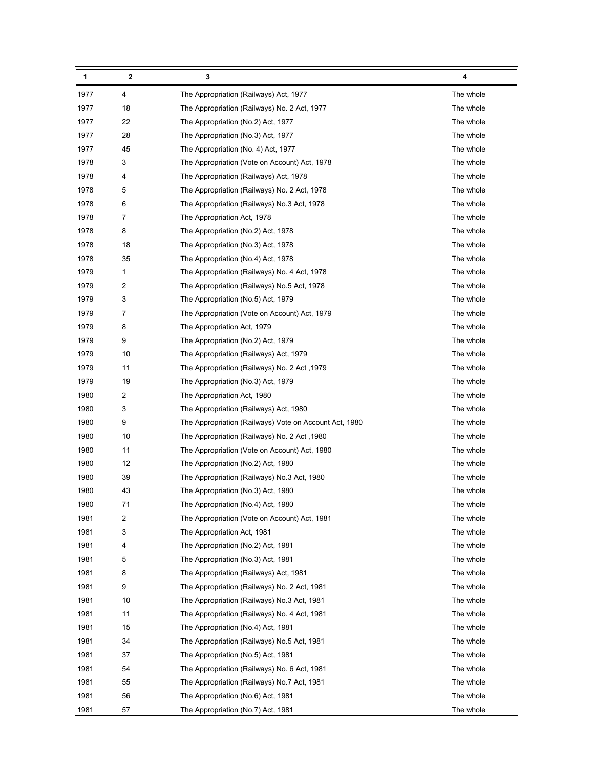| 1 | 2 | 3 | 4 |
|---|---|---|---|
| 1977 | 4 | The Appropriation (Railways) Act, 1977 | The whole |
| 1977 | 18 | The Appropriation (Railways) No. 2 Act, 1977 | The whole |
| 1977 | 22 | The Appropriation (No.2) Act, 1977 | The whole |
| 1977 | 28 | The Appropriation (No.3) Act, 1977 | The whole |
| 1977 | 45 | The Appropriation (No. 4) Act, 1977 | The whole |
| 1978 | 3 | The Appropriation (Vote on Account) Act, 1978 | The whole |
| 1978 | 4 | The Appropriation (Railways) Act, 1978 | The whole |
| 1978 | 5 | The Appropriation (Railways) No. 2 Act, 1978 | The whole |
| 1978 | 6 | The Appropriation (Railways) No.3 Act, 1978 | The whole |
| 1978 | 7 | The Appropriation Act, 1978 | The whole |
| 1978 | 8 | The Appropriation (No.2) Act, 1978 | The whole |
| 1978 | 18 | The Appropriation (No.3) Act, 1978 | The whole |
| 1978 | 35 | The Appropriation (No.4) Act, 1978 | The whole |
| 1979 | 1 | The Appropriation (Railways) No. 4 Act, 1978 | The whole |
| 1979 | 2 | The Appropriation (Railways) No.5 Act, 1978 | The whole |
| 1979 | 3 | The Appropriation (No.5) Act, 1979 | The whole |
| 1979 | 7 | The Appropriation (Vote on Account) Act, 1979 | The whole |
| 1979 | 8 | The Appropriation Act, 1979 | The whole |
| 1979 | 9 | The Appropriation (No.2) Act, 1979 | The whole |
| 1979 | 10 | The Appropriation (Railways) Act, 1979 | The whole |
| 1979 | 11 | The Appropriation (Railways) No. 2 Act ,1979 | The whole |
| 1979 | 19 | The Appropriation (No.3) Act, 1979 | The whole |
| 1980 | 2 | The Appropriation Act, 1980 | The whole |
| 1980 | 3 | The Appropriation (Railways) Act, 1980 | The whole |
| 1980 | 9 | The Appropriation (Railways) Vote on Account Act, 1980 | The whole |
| 1980 | 10 | The Appropriation (Railways) No. 2 Act ,1980 | The whole |
| 1980 | 11 | The Appropriation (Vote on Account) Act, 1980 | The whole |
| 1980 | 12 | The Appropriation (No.2) Act, 1980 | The whole |
| 1980 | 39 | The Appropriation (Railways) No.3 Act, 1980 | The whole |
| 1980 | 43 | The Appropriation (No.3) Act, 1980 | The whole |
| 1980 | 71 | The Appropriation (No.4) Act, 1980 | The whole |
| 1981 | 2 | The Appropriation (Vote on Account) Act, 1981 | The whole |
| 1981 | 3 | The Appropriation Act, 1981 | The whole |
| 1981 | 4 | The Appropriation (No.2) Act, 1981 | The whole |
| 1981 | 5 | The Appropriation (No.3) Act, 1981 | The whole |
| 1981 | 8 | The Appropriation (Railways) Act, 1981 | The whole |
| 1981 | 9 | The Appropriation (Railways) No. 2 Act, 1981 | The whole |
| 1981 | 10 | The Appropriation (Railways) No.3 Act, 1981 | The whole |
| 1981 | 11 | The Appropriation (Railways) No. 4 Act, 1981 | The whole |
| 1981 | 15 | The Appropriation (No.4) Act, 1981 | The whole |
| 1981 | 34 | The Appropriation (Railways) No.5 Act, 1981 | The whole |
| 1981 | 37 | The Appropriation (No.5) Act, 1981 | The whole |
| 1981 | 54 | The Appropriation (Railways) No. 6 Act, 1981 | The whole |
| 1981 | 55 | The Appropriation (Railways) No.7 Act, 1981 | The whole |
| 1981 | 56 | The Appropriation (No.6) Act, 1981 | The whole |
| 1981 | 57 | The Appropriation (No.7) Act, 1981 | The whole |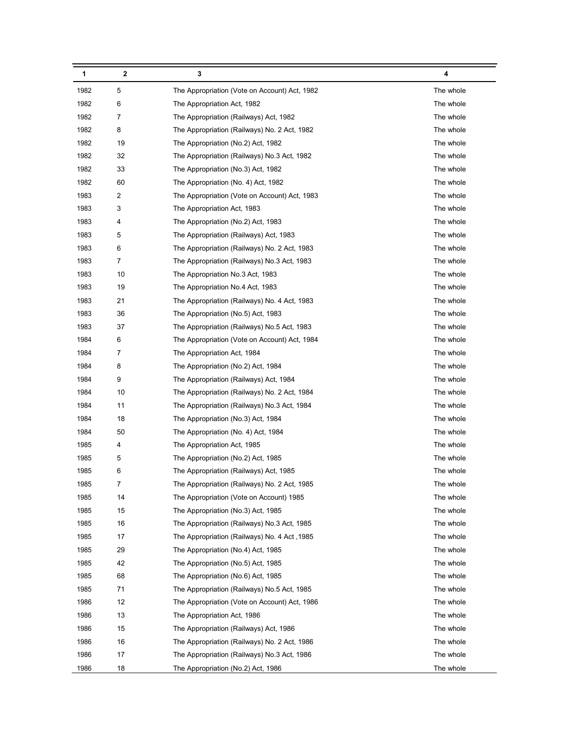| 1 | 2 | 3 | 4 |
|---|---|---|---|
| 1982 | 5 | The Appropriation (Vote on Account) Act, 1982 | The whole |
| 1982 | 6 | The Appropriation Act, 1982 | The whole |
| 1982 | 7 | The Appropriation (Railways) Act, 1982 | The whole |
| 1982 | 8 | The Appropriation (Railways) No. 2 Act, 1982 | The whole |
| 1982 | 19 | The Appropriation (No.2) Act, 1982 | The whole |
| 1982 | 32 | The Appropriation (Railways) No.3 Act, 1982 | The whole |
| 1982 | 33 | The Appropriation (No.3) Act, 1982 | The whole |
| 1982 | 60 | The Appropriation (No. 4) Act, 1982 | The whole |
| 1983 | 2 | The Appropriation (Vote on Account) Act, 1983 | The whole |
| 1983 | 3 | The Appropriation Act, 1983 | The whole |
| 1983 | 4 | The Appropriation (No.2) Act, 1983 | The whole |
| 1983 | 5 | The Appropriation (Railways) Act, 1983 | The whole |
| 1983 | 6 | The Appropriation (Railways) No. 2 Act, 1983 | The whole |
| 1983 | 7 | The Appropriation (Railways) No.3 Act, 1983 | The whole |
| 1983 | 10 | The Appropriation No.3 Act, 1983 | The whole |
| 1983 | 19 | The Appropriation No.4 Act, 1983 | The whole |
| 1983 | 21 | The Appropriation (Railways) No. 4 Act, 1983 | The whole |
| 1983 | 36 | The Appropriation (No.5) Act, 1983 | The whole |
| 1983 | 37 | The Appropriation (Railways) No.5 Act, 1983 | The whole |
| 1984 | 6 | The Appropriation (Vote on Account) Act, 1984 | The whole |
| 1984 | 7 | The Appropriation Act, 1984 | The whole |
| 1984 | 8 | The Appropriation (No.2) Act, 1984 | The whole |
| 1984 | 9 | The Appropriation (Railways) Act, 1984 | The whole |
| 1984 | 10 | The Appropriation (Railways) No. 2 Act, 1984 | The whole |
| 1984 | 11 | The Appropriation (Railways) No.3 Act, 1984 | The whole |
| 1984 | 18 | The Appropriation (No.3) Act, 1984 | The whole |
| 1984 | 50 | The Appropriation (No. 4) Act, 1984 | The whole |
| 1985 | 4 | The Appropriation Act, 1985 | The whole |
| 1985 | 5 | The Appropriation (No.2) Act, 1985 | The whole |
| 1985 | 6 | The Appropriation (Railways) Act, 1985 | The whole |
| 1985 | 7 | The Appropriation (Railways) No. 2 Act, 1985 | The whole |
| 1985 | 14 | The Appropriation (Vote on Account) 1985 | The whole |
| 1985 | 15 | The Appropriation (No.3) Act, 1985 | The whole |
| 1985 | 16 | The Appropriation (Railways) No.3 Act, 1985 | The whole |
| 1985 | 17 | The Appropriation (Railways) No. 4 Act ,1985 | The whole |
| 1985 | 29 | The Appropriation (No.4) Act, 1985 | The whole |
| 1985 | 42 | The Appropriation (No.5) Act, 1985 | The whole |
| 1985 | 68 | The Appropriation (No.6) Act, 1985 | The whole |
| 1985 | 71 | The Appropriation (Railways) No.5 Act, 1985 | The whole |
| 1986 | 12 | The Appropriation (Vote on Account) Act, 1986 | The whole |
| 1986 | 13 | The Appropriation Act, 1986 | The whole |
| 1986 | 15 | The Appropriation (Railways) Act, 1986 | The whole |
| 1986 | 16 | The Appropriation (Railways) No. 2 Act, 1986 | The whole |
| 1986 | 17 | The Appropriation (Railways) No.3 Act, 1986 | The whole |
| 1986 | 18 | The Appropriation (No.2) Act, 1986 | The whole |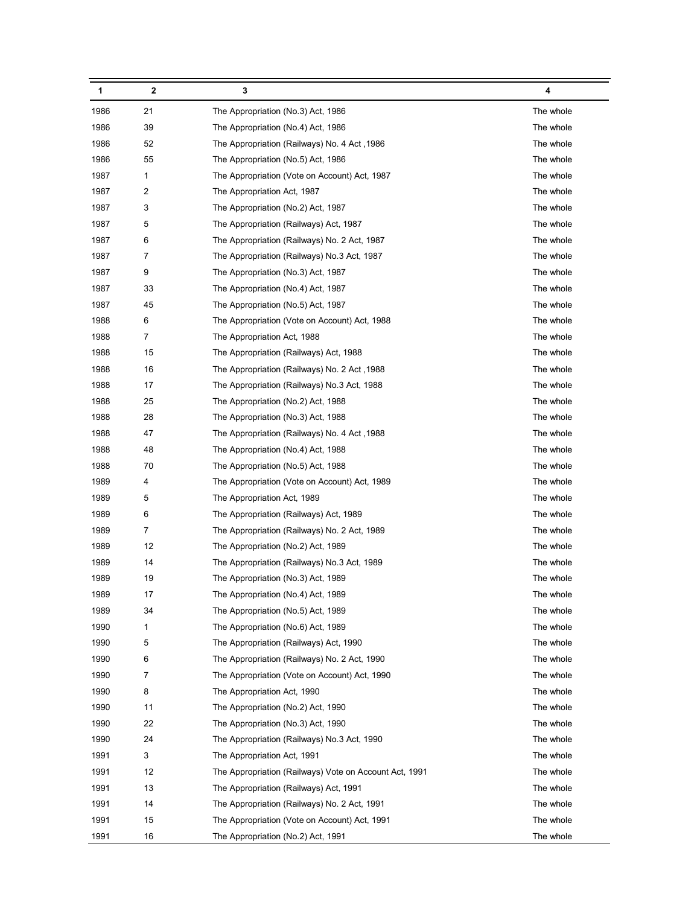| 1 | 2 | 3 | 4 |
|---|---|---|---|
| 1986 | 21 | The Appropriation (No.3) Act, 1986 | The whole |
| 1986 | 39 | The Appropriation (No.4) Act, 1986 | The whole |
| 1986 | 52 | The Appropriation (Railways) No. 4 Act ,1986 | The whole |
| 1986 | 55 | The Appropriation (No.5) Act, 1986 | The whole |
| 1987 | 1 | The Appropriation (Vote on Account) Act, 1987 | The whole |
| 1987 | 2 | The Appropriation Act, 1987 | The whole |
| 1987 | 3 | The Appropriation (No.2) Act, 1987 | The whole |
| 1987 | 5 | The Appropriation (Railways) Act, 1987 | The whole |
| 1987 | 6 | The Appropriation (Railways) No. 2 Act, 1987 | The whole |
| 1987 | 7 | The Appropriation (Railways) No.3 Act, 1987 | The whole |
| 1987 | 9 | The Appropriation (No.3) Act, 1987 | The whole |
| 1987 | 33 | The Appropriation (No.4) Act, 1987 | The whole |
| 1987 | 45 | The Appropriation (No.5) Act, 1987 | The whole |
| 1988 | 6 | The Appropriation (Vote on Account) Act, 1988 | The whole |
| 1988 | 7 | The Appropriation Act, 1988 | The whole |
| 1988 | 15 | The Appropriation (Railways) Act, 1988 | The whole |
| 1988 | 16 | The Appropriation (Railways) No. 2 Act ,1988 | The whole |
| 1988 | 17 | The Appropriation (Railways) No.3 Act, 1988 | The whole |
| 1988 | 25 | The Appropriation (No.2) Act, 1988 | The whole |
| 1988 | 28 | The Appropriation (No.3) Act, 1988 | The whole |
| 1988 | 47 | The Appropriation (Railways) No. 4 Act ,1988 | The whole |
| 1988 | 48 | The Appropriation (No.4) Act, 1988 | The whole |
| 1988 | 70 | The Appropriation (No.5) Act, 1988 | The whole |
| 1989 | 4 | The Appropriation (Vote on Account) Act, 1989 | The whole |
| 1989 | 5 | The Appropriation Act, 1989 | The whole |
| 1989 | 6 | The Appropriation (Railways) Act, 1989 | The whole |
| 1989 | 7 | The Appropriation (Railways) No. 2 Act, 1989 | The whole |
| 1989 | 12 | The Appropriation (No.2) Act, 1989 | The whole |
| 1989 | 14 | The Appropriation (Railways) No.3 Act, 1989 | The whole |
| 1989 | 19 | The Appropriation (No.3) Act, 1989 | The whole |
| 1989 | 17 | The Appropriation (No.4) Act, 1989 | The whole |
| 1989 | 34 | The Appropriation (No.5) Act, 1989 | The whole |
| 1990 | 1 | The Appropriation (No.6) Act, 1989 | The whole |
| 1990 | 5 | The Appropriation (Railways) Act, 1990 | The whole |
| 1990 | 6 | The Appropriation (Railways) No. 2 Act, 1990 | The whole |
| 1990 | 7 | The Appropriation (Vote on Account) Act, 1990 | The whole |
| 1990 | 8 | The Appropriation Act, 1990 | The whole |
| 1990 | 11 | The Appropriation (No.2) Act, 1990 | The whole |
| 1990 | 22 | The Appropriation (No.3) Act, 1990 | The whole |
| 1990 | 24 | The Appropriation (Railways) No.3 Act, 1990 | The whole |
| 1991 | 3 | The Appropriation Act, 1991 | The whole |
| 1991 | 12 | The Appropriation (Railways) Vote on Account Act, 1991 | The whole |
| 1991 | 13 | The Appropriation (Railways) Act, 1991 | The whole |
| 1991 | 14 | The Appropriation (Railways) No. 2 Act, 1991 | The whole |
| 1991 | 15 | The Appropriation (Vote on Account) Act, 1991 | The whole |
| 1991 | 16 | The Appropriation (No.2) Act, 1991 | The whole |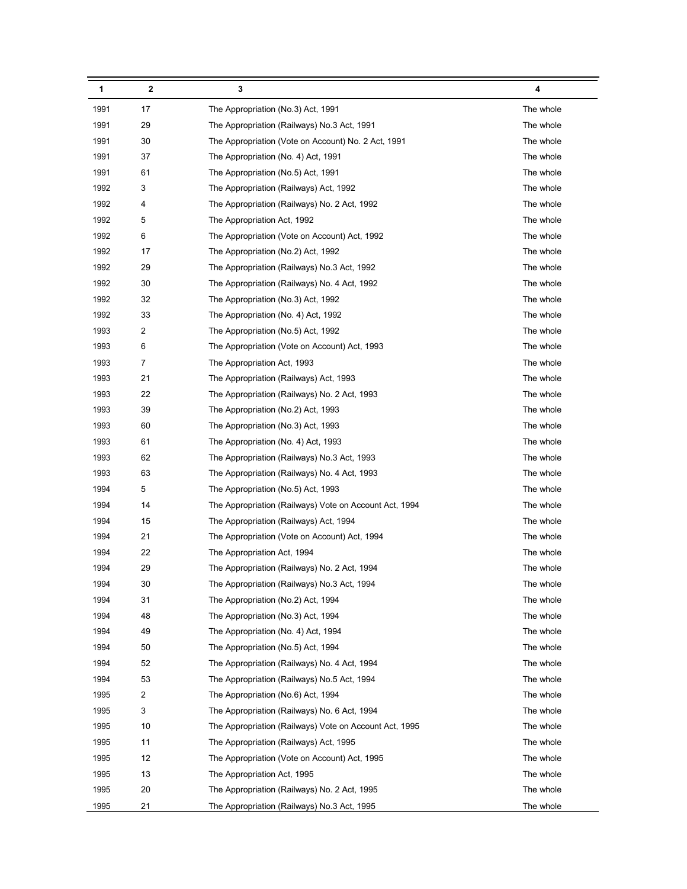| 1 | 2 | 3 | 4 |
|---|---|---|---|
| 1991 | 17 | The Appropriation (No.3) Act, 1991 | The whole |
| 1991 | 29 | The Appropriation (Railways) No.3 Act, 1991 | The whole |
| 1991 | 30 | The Appropriation (Vote on Account) No. 2 Act, 1991 | The whole |
| 1991 | 37 | The Appropriation (No. 4) Act, 1991 | The whole |
| 1991 | 61 | The Appropriation (No.5) Act, 1991 | The whole |
| 1992 | 3 | The Appropriation (Railways) Act, 1992 | The whole |
| 1992 | 4 | The Appropriation (Railways) No. 2 Act, 1992 | The whole |
| 1992 | 5 | The Appropriation Act, 1992 | The whole |
| 1992 | 6 | The Appropriation (Vote on Account) Act, 1992 | The whole |
| 1992 | 17 | The Appropriation (No.2) Act, 1992 | The whole |
| 1992 | 29 | The Appropriation (Railways) No.3 Act, 1992 | The whole |
| 1992 | 30 | The Appropriation (Railways) No. 4 Act, 1992 | The whole |
| 1992 | 32 | The Appropriation (No.3) Act, 1992 | The whole |
| 1992 | 33 | The Appropriation (No. 4) Act, 1992 | The whole |
| 1993 | 2 | The Appropriation (No.5) Act, 1992 | The whole |
| 1993 | 6 | The Appropriation (Vote on Account) Act, 1993 | The whole |
| 1993 | 7 | The Appropriation Act, 1993 | The whole |
| 1993 | 21 | The Appropriation (Railways) Act, 1993 | The whole |
| 1993 | 22 | The Appropriation (Railways) No. 2 Act, 1993 | The whole |
| 1993 | 39 | The Appropriation (No.2) Act, 1993 | The whole |
| 1993 | 60 | The Appropriation (No.3) Act, 1993 | The whole |
| 1993 | 61 | The Appropriation (No. 4) Act, 1993 | The whole |
| 1993 | 62 | The Appropriation (Railways) No.3 Act, 1993 | The whole |
| 1993 | 63 | The Appropriation (Railways) No. 4 Act, 1993 | The whole |
| 1994 | 5 | The Appropriation (No.5) Act, 1993 | The whole |
| 1994 | 14 | The Appropriation (Railways) Vote on Account Act, 1994 | The whole |
| 1994 | 15 | The Appropriation (Railways) Act, 1994 | The whole |
| 1994 | 21 | The Appropriation (Vote on Account) Act, 1994 | The whole |
| 1994 | 22 | The Appropriation Act, 1994 | The whole |
| 1994 | 29 | The Appropriation (Railways) No. 2 Act, 1994 | The whole |
| 1994 | 30 | The Appropriation (Railways) No.3 Act, 1994 | The whole |
| 1994 | 31 | The Appropriation (No.2) Act, 1994 | The whole |
| 1994 | 48 | The Appropriation (No.3) Act, 1994 | The whole |
| 1994 | 49 | The Appropriation (No. 4) Act, 1994 | The whole |
| 1994 | 50 | The Appropriation (No.5) Act, 1994 | The whole |
| 1994 | 52 | The Appropriation (Railways) No. 4 Act, 1994 | The whole |
| 1994 | 53 | The Appropriation (Railways) No.5 Act, 1994 | The whole |
| 1995 | 2 | The Appropriation (No.6) Act, 1994 | The whole |
| 1995 | 3 | The Appropriation (Railways) No. 6 Act, 1994 | The whole |
| 1995 | 10 | The Appropriation (Railways) Vote on Account Act, 1995 | The whole |
| 1995 | 11 | The Appropriation (Railways) Act, 1995 | The whole |
| 1995 | 12 | The Appropriation (Vote on Account) Act, 1995 | The whole |
| 1995 | 13 | The Appropriation Act, 1995 | The whole |
| 1995 | 20 | The Appropriation (Railways) No. 2 Act, 1995 | The whole |
| 1995 | 21 | The Appropriation (Railways) No.3 Act, 1995 | The whole |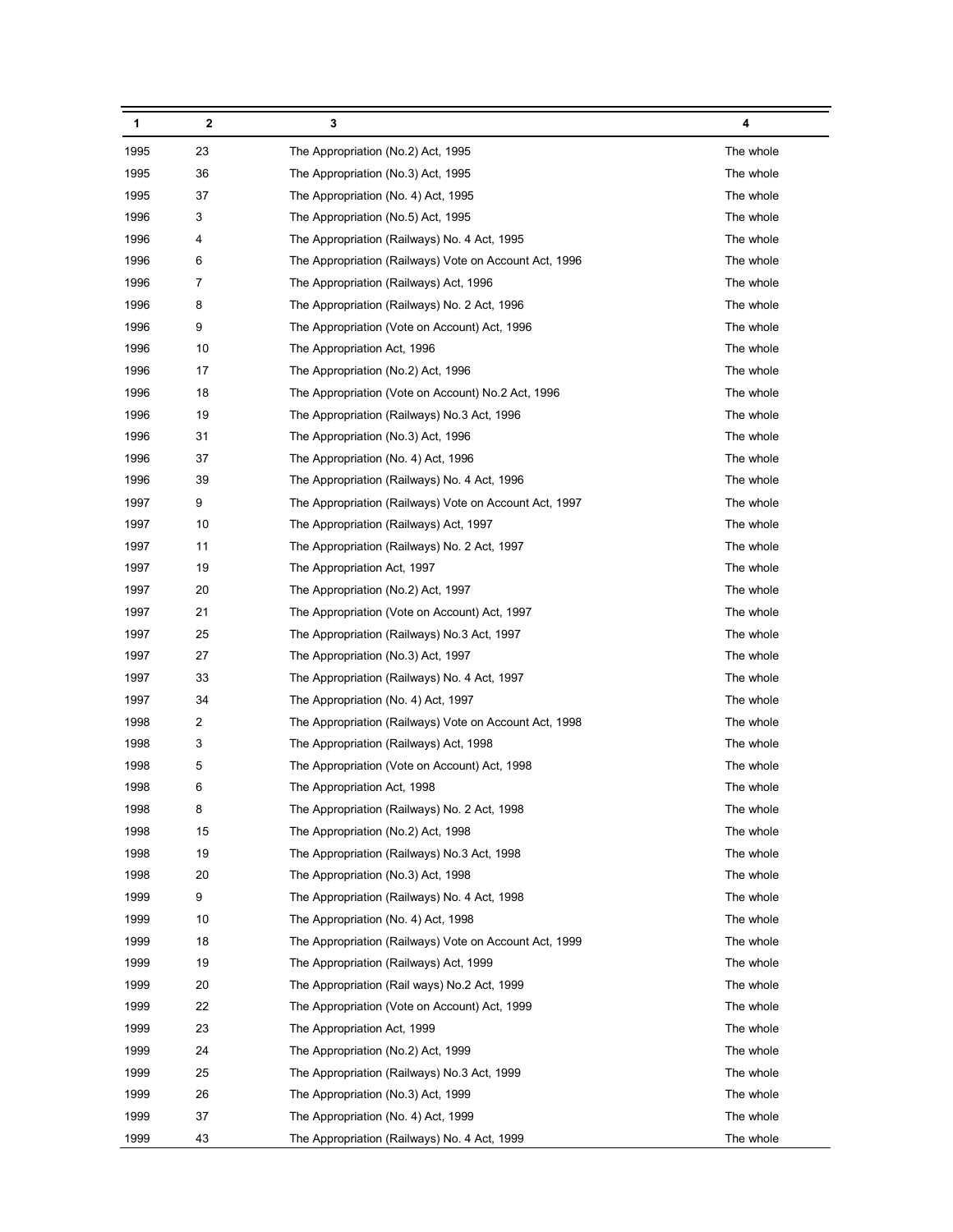| 1 | 2 | 3 | 4 |
|---|---|---|---|
| 1995 | 23 | The Appropriation (No.2) Act, 1995 | The whole |
| 1995 | 36 | The Appropriation (No.3) Act, 1995 | The whole |
| 1995 | 37 | The Appropriation (No. 4) Act, 1995 | The whole |
| 1996 | 3 | The Appropriation (No.5) Act, 1995 | The whole |
| 1996 | 4 | The Appropriation (Railways) No. 4 Act, 1995 | The whole |
| 1996 | 6 | The Appropriation (Railways) Vote on Account Act, 1996 | The whole |
| 1996 | 7 | The Appropriation (Railways) Act, 1996 | The whole |
| 1996 | 8 | The Appropriation (Railways) No. 2 Act, 1996 | The whole |
| 1996 | 9 | The Appropriation (Vote on Account) Act, 1996 | The whole |
| 1996 | 10 | The Appropriation Act, 1996 | The whole |
| 1996 | 17 | The Appropriation (No.2) Act, 1996 | The whole |
| 1996 | 18 | The Appropriation (Vote on Account) No.2 Act, 1996 | The whole |
| 1996 | 19 | The Appropriation (Railways) No.3 Act, 1996 | The whole |
| 1996 | 31 | The Appropriation (No.3) Act, 1996 | The whole |
| 1996 | 37 | The Appropriation (No. 4) Act, 1996 | The whole |
| 1996 | 39 | The Appropriation (Railways) No. 4 Act, 1996 | The whole |
| 1997 | 9 | The Appropriation (Railways) Vote on Account Act, 1997 | The whole |
| 1997 | 10 | The Appropriation (Railways) Act, 1997 | The whole |
| 1997 | 11 | The Appropriation (Railways) No. 2 Act, 1997 | The whole |
| 1997 | 19 | The Appropriation Act, 1997 | The whole |
| 1997 | 20 | The Appropriation (No.2) Act, 1997 | The whole |
| 1997 | 21 | The Appropriation (Vote on Account) Act, 1997 | The whole |
| 1997 | 25 | The Appropriation (Railways) No.3 Act, 1997 | The whole |
| 1997 | 27 | The Appropriation (No.3) Act, 1997 | The whole |
| 1997 | 33 | The Appropriation (Railways) No. 4 Act, 1997 | The whole |
| 1997 | 34 | The Appropriation (No. 4) Act, 1997 | The whole |
| 1998 | 2 | The Appropriation (Railways) Vote on Account Act, 1998 | The whole |
| 1998 | 3 | The Appropriation (Railways) Act, 1998 | The whole |
| 1998 | 5 | The Appropriation (Vote on Account) Act, 1998 | The whole |
| 1998 | 6 | The Appropriation Act, 1998 | The whole |
| 1998 | 8 | The Appropriation (Railways) No. 2 Act, 1998 | The whole |
| 1998 | 15 | The Appropriation (No.2) Act, 1998 | The whole |
| 1998 | 19 | The Appropriation (Railways) No.3 Act, 1998 | The whole |
| 1998 | 20 | The Appropriation (No.3) Act, 1998 | The whole |
| 1999 | 9 | The Appropriation (Railways) No. 4 Act, 1998 | The whole |
| 1999 | 10 | The Appropriation (No. 4) Act, 1998 | The whole |
| 1999 | 18 | The Appropriation (Railways) Vote on Account Act, 1999 | The whole |
| 1999 | 19 | The Appropriation (Railways) Act, 1999 | The whole |
| 1999 | 20 | The Appropriation (Rail ways) No.2 Act, 1999 | The whole |
| 1999 | 22 | The Appropriation (Vote on Account) Act, 1999 | The whole |
| 1999 | 23 | The Appropriation Act, 1999 | The whole |
| 1999 | 24 | The Appropriation (No.2) Act, 1999 | The whole |
| 1999 | 25 | The Appropriation (Railways) No.3 Act, 1999 | The whole |
| 1999 | 26 | The Appropriation (No.3) Act, 1999 | The whole |
| 1999 | 37 | The Appropriation (No. 4) Act, 1999 | The whole |
| 1999 | 43 | The Appropriation (Railways) No. 4 Act, 1999 | The whole |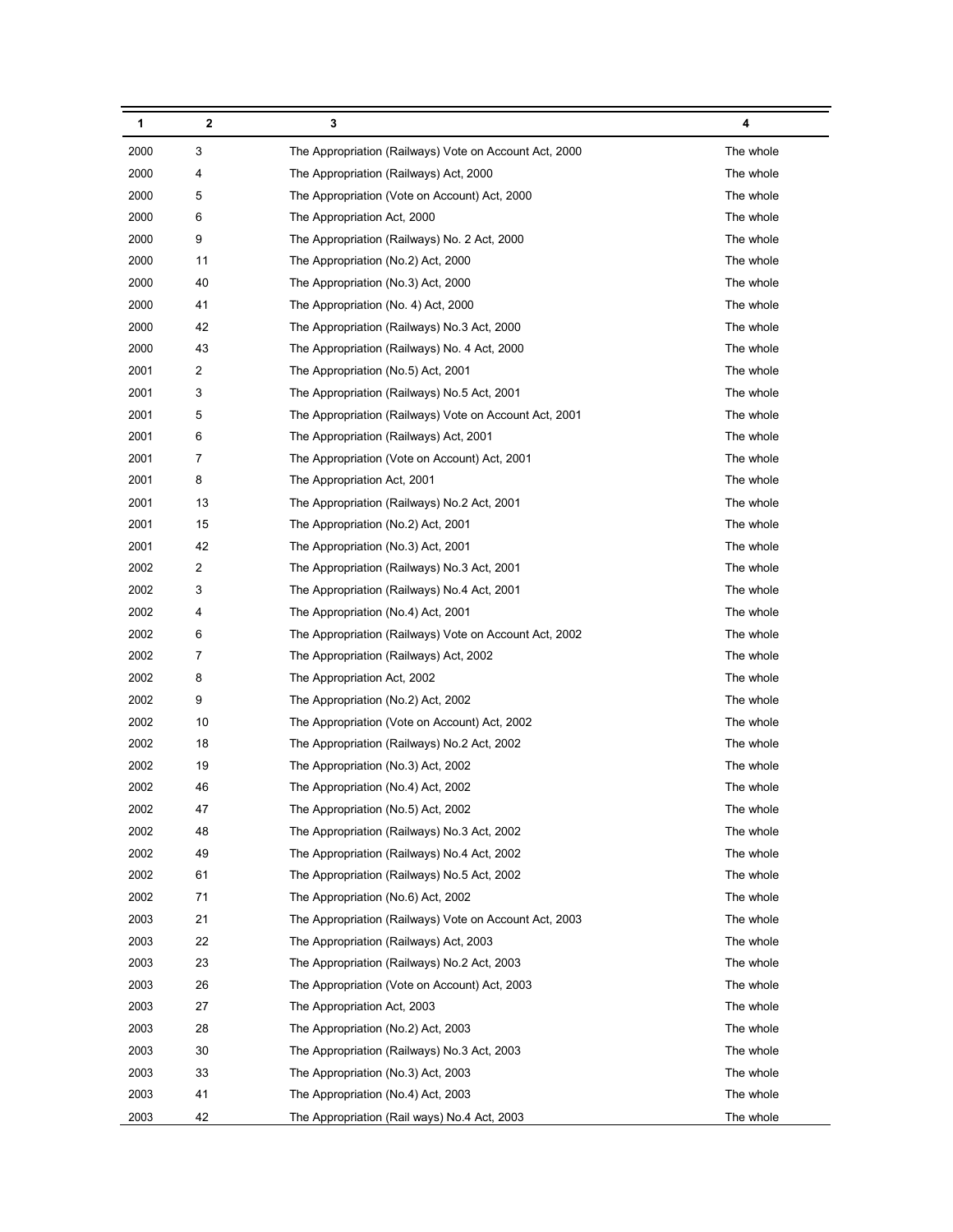| 1 | 2 | 3 | 4 |
|---|---|---|---|
| 2000 | 3 | The Appropriation (Railways) Vote on Account Act, 2000 | The whole |
| 2000 | 4 | The Appropriation (Railways) Act, 2000 | The whole |
| 2000 | 5 | The Appropriation (Vote on Account) Act, 2000 | The whole |
| 2000 | 6 | The Appropriation Act, 2000 | The whole |
| 2000 | 9 | The Appropriation (Railways) No. 2 Act, 2000 | The whole |
| 2000 | 11 | The Appropriation (No.2) Act, 2000 | The whole |
| 2000 | 40 | The Appropriation (No.3) Act, 2000 | The whole |
| 2000 | 41 | The Appropriation (No. 4) Act, 2000 | The whole |
| 2000 | 42 | The Appropriation (Railways) No.3 Act, 2000 | The whole |
| 2000 | 43 | The Appropriation (Railways) No. 4 Act, 2000 | The whole |
| 2001 | 2 | The Appropriation (No.5) Act, 2001 | The whole |
| 2001 | 3 | The Appropriation (Railways) No.5 Act, 2001 | The whole |
| 2001 | 5 | The Appropriation (Railways) Vote on Account Act, 2001 | The whole |
| 2001 | 6 | The Appropriation (Railways) Act, 2001 | The whole |
| 2001 | 7 | The Appropriation (Vote on Account) Act, 2001 | The whole |
| 2001 | 8 | The Appropriation Act, 2001 | The whole |
| 2001 | 13 | The Appropriation (Railways) No.2 Act, 2001 | The whole |
| 2001 | 15 | The Appropriation (No.2) Act, 2001 | The whole |
| 2001 | 42 | The Appropriation (No.3) Act, 2001 | The whole |
| 2002 | 2 | The Appropriation (Railways) No.3 Act, 2001 | The whole |
| 2002 | 3 | The Appropriation (Railways) No.4 Act, 2001 | The whole |
| 2002 | 4 | The Appropriation (No.4) Act, 2001 | The whole |
| 2002 | 6 | The Appropriation (Railways) Vote on Account Act, 2002 | The whole |
| 2002 | 7 | The Appropriation (Railways) Act, 2002 | The whole |
| 2002 | 8 | The Appropriation Act, 2002 | The whole |
| 2002 | 9 | The Appropriation (No.2) Act, 2002 | The whole |
| 2002 | 10 | The Appropriation (Vote on Account) Act, 2002 | The whole |
| 2002 | 18 | The Appropriation (Railways) No.2 Act, 2002 | The whole |
| 2002 | 19 | The Appropriation (No.3) Act, 2002 | The whole |
| 2002 | 46 | The Appropriation (No.4) Act, 2002 | The whole |
| 2002 | 47 | The Appropriation (No.5) Act, 2002 | The whole |
| 2002 | 48 | The Appropriation (Railways) No.3 Act, 2002 | The whole |
| 2002 | 49 | The Appropriation (Railways) No.4 Act, 2002 | The whole |
| 2002 | 61 | The Appropriation (Railways) No.5 Act, 2002 | The whole |
| 2002 | 71 | The Appropriation (No.6) Act, 2002 | The whole |
| 2003 | 21 | The Appropriation (Railways) Vote on Account Act, 2003 | The whole |
| 2003 | 22 | The Appropriation (Railways) Act, 2003 | The whole |
| 2003 | 23 | The Appropriation (Railways) No.2 Act, 2003 | The whole |
| 2003 | 26 | The Appropriation (Vote on Account) Act, 2003 | The whole |
| 2003 | 27 | The Appropriation Act, 2003 | The whole |
| 2003 | 28 | The Appropriation (No.2) Act, 2003 | The whole |
| 2003 | 30 | The Appropriation (Railways) No.3 Act, 2003 | The whole |
| 2003 | 33 | The Appropriation (No.3) Act, 2003 | The whole |
| 2003 | 41 | The Appropriation (No.4) Act, 2003 | The whole |
| 2003 | 42 | The Appropriation (Rail ways) No.4 Act, 2003 | The whole |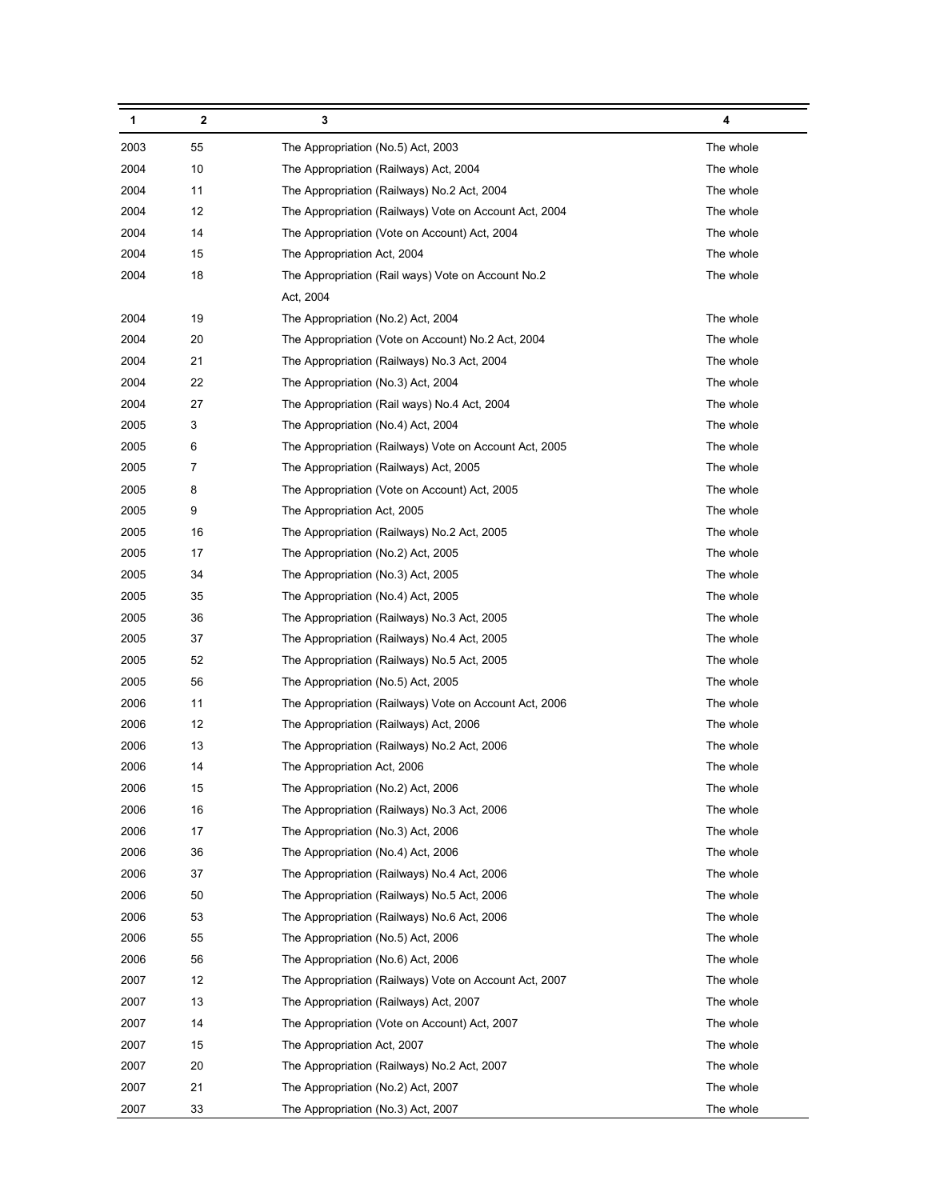| 1 | 2 | 3 | 4 |
|---|---|---|---|
| 2003 | 55 | The Appropriation (No.5) Act, 2003 | The whole |
| 2004 | 10 | The Appropriation (Railways) Act, 2004 | The whole |
| 2004 | 11 | The Appropriation (Railways) No.2 Act, 2004 | The whole |
| 2004 | 12 | The Appropriation (Railways) Vote on Account Act, 2004 | The whole |
| 2004 | 14 | The Appropriation (Vote on Account) Act, 2004 | The whole |
| 2004 | 15 | The Appropriation Act, 2004 | The whole |
| 2004 | 18 | The Appropriation (Rail ways) Vote on Account No.2 Act, 2004 | The whole |
| 2004 | 19 | The Appropriation (No.2) Act, 2004 | The whole |
| 2004 | 20 | The Appropriation (Vote on Account) No.2 Act, 2004 | The whole |
| 2004 | 21 | The Appropriation (Railways) No.3 Act, 2004 | The whole |
| 2004 | 22 | The Appropriation (No.3) Act, 2004 | The whole |
| 2004 | 27 | The Appropriation (Rail ways) No.4 Act, 2004 | The whole |
| 2005 | 3 | The Appropriation (No.4) Act, 2004 | The whole |
| 2005 | 6 | The Appropriation (Railways) Vote on Account Act, 2005 | The whole |
| 2005 | 7 | The Appropriation (Railways) Act, 2005 | The whole |
| 2005 | 8 | The Appropriation (Vote on Account) Act, 2005 | The whole |
| 2005 | 9 | The Appropriation Act, 2005 | The whole |
| 2005 | 16 | The Appropriation (Railways) No.2 Act, 2005 | The whole |
| 2005 | 17 | The Appropriation (No.2) Act, 2005 | The whole |
| 2005 | 34 | The Appropriation (No.3) Act, 2005 | The whole |
| 2005 | 35 | The Appropriation (No.4) Act, 2005 | The whole |
| 2005 | 36 | The Appropriation (Railways) No.3 Act, 2005 | The whole |
| 2005 | 37 | The Appropriation (Railways) No.4 Act, 2005 | The whole |
| 2005 | 52 | The Appropriation (Railways) No.5 Act, 2005 | The whole |
| 2005 | 56 | The Appropriation (No.5) Act, 2005 | The whole |
| 2006 | 11 | The Appropriation (Railways) Vote on Account Act, 2006 | The whole |
| 2006 | 12 | The Appropriation (Railways) Act, 2006 | The whole |
| 2006 | 13 | The Appropriation (Railways) No.2 Act, 2006 | The whole |
| 2006 | 14 | The Appropriation Act, 2006 | The whole |
| 2006 | 15 | The Appropriation (No.2) Act, 2006 | The whole |
| 2006 | 16 | The Appropriation (Railways) No.3 Act, 2006 | The whole |
| 2006 | 17 | The Appropriation (No.3) Act, 2006 | The whole |
| 2006 | 36 | The Appropriation (No.4) Act, 2006 | The whole |
| 2006 | 37 | The Appropriation (Railways) No.4 Act, 2006 | The whole |
| 2006 | 50 | The Appropriation (Railways) No.5 Act, 2006 | The whole |
| 2006 | 53 | The Appropriation (Railways) No.6 Act, 2006 | The whole |
| 2006 | 55 | The Appropriation (No.5) Act, 2006 | The whole |
| 2006 | 56 | The Appropriation (No.6) Act, 2006 | The whole |
| 2007 | 12 | The Appropriation (Railways) Vote on Account Act, 2007 | The whole |
| 2007 | 13 | The Appropriation (Railways) Act, 2007 | The whole |
| 2007 | 14 | The Appropriation (Vote on Account) Act, 2007 | The whole |
| 2007 | 15 | The Appropriation Act, 2007 | The whole |
| 2007 | 20 | The Appropriation (Railways) No.2 Act, 2007 | The whole |
| 2007 | 21 | The Appropriation (No.2) Act, 2007 | The whole |
| 2007 | 33 | The Appropriation (No.3) Act, 2007 | The whole |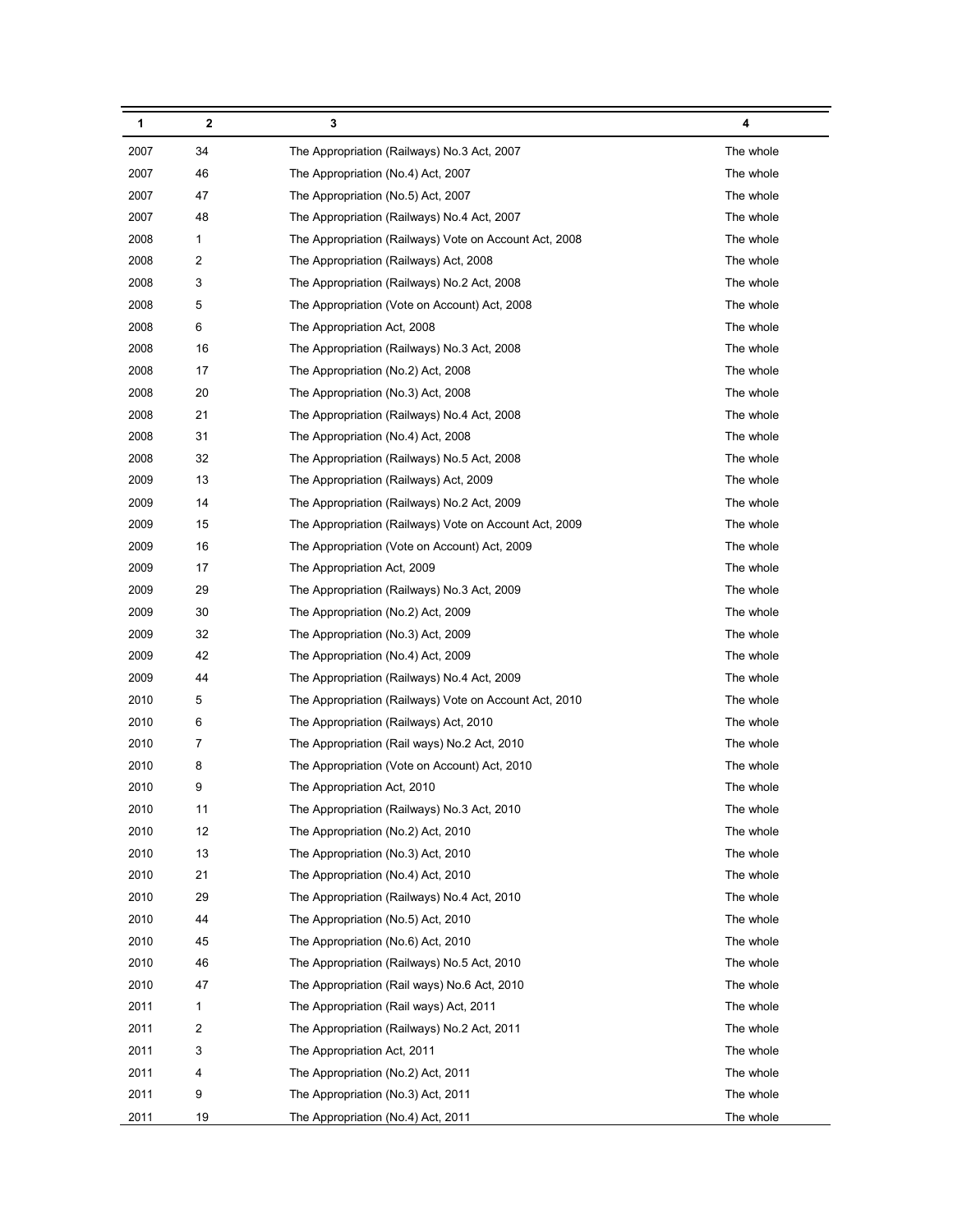| 1 | 2 | 3 | 4 |
|---|---|---|---|
| 2007 | 34 | The Appropriation (Railways) No.3 Act, 2007 | The whole |
| 2007 | 46 | The Appropriation (No.4) Act, 2007 | The whole |
| 2007 | 47 | The Appropriation (No.5) Act, 2007 | The whole |
| 2007 | 48 | The Appropriation (Railways) No.4 Act, 2007 | The whole |
| 2008 | 1 | The Appropriation (Railways) Vote on Account Act, 2008 | The whole |
| 2008 | 2 | The Appropriation (Railways) Act, 2008 | The whole |
| 2008 | 3 | The Appropriation (Railways) No.2 Act, 2008 | The whole |
| 2008 | 5 | The Appropriation (Vote on Account) Act, 2008 | The whole |
| 2008 | 6 | The Appropriation Act, 2008 | The whole |
| 2008 | 16 | The Appropriation (Railways) No.3 Act, 2008 | The whole |
| 2008 | 17 | The Appropriation (No.2) Act, 2008 | The whole |
| 2008 | 20 | The Appropriation (No.3) Act, 2008 | The whole |
| 2008 | 21 | The Appropriation (Railways) No.4 Act, 2008 | The whole |
| 2008 | 31 | The Appropriation (No.4) Act, 2008 | The whole |
| 2008 | 32 | The Appropriation (Railways) No.5 Act, 2008 | The whole |
| 2009 | 13 | The Appropriation (Railways) Act, 2009 | The whole |
| 2009 | 14 | The Appropriation (Railways) No.2 Act, 2009 | The whole |
| 2009 | 15 | The Appropriation (Railways) Vote on Account Act, 2009 | The whole |
| 2009 | 16 | The Appropriation (Vote on Account) Act, 2009 | The whole |
| 2009 | 17 | The Appropriation Act, 2009 | The whole |
| 2009 | 29 | The Appropriation (Railways) No.3 Act, 2009 | The whole |
| 2009 | 30 | The Appropriation (No.2) Act, 2009 | The whole |
| 2009 | 32 | The Appropriation (No.3) Act, 2009 | The whole |
| 2009 | 42 | The Appropriation (No.4) Act, 2009 | The whole |
| 2009 | 44 | The Appropriation (Railways) No.4 Act, 2009 | The whole |
| 2010 | 5 | The Appropriation (Railways) Vote on Account Act, 2010 | The whole |
| 2010 | 6 | The Appropriation (Railways) Act, 2010 | The whole |
| 2010 | 7 | The Appropriation (Rail ways) No.2 Act, 2010 | The whole |
| 2010 | 8 | The Appropriation (Vote on Account) Act, 2010 | The whole |
| 2010 | 9 | The Appropriation Act, 2010 | The whole |
| 2010 | 11 | The Appropriation (Railways) No.3 Act, 2010 | The whole |
| 2010 | 12 | The Appropriation (No.2) Act, 2010 | The whole |
| 2010 | 13 | The Appropriation (No.3) Act, 2010 | The whole |
| 2010 | 21 | The Appropriation (No.4) Act, 2010 | The whole |
| 2010 | 29 | The Appropriation (Railways) No.4 Act, 2010 | The whole |
| 2010 | 44 | The Appropriation (No.5) Act, 2010 | The whole |
| 2010 | 45 | The Appropriation (No.6) Act, 2010 | The whole |
| 2010 | 46 | The Appropriation (Railways) No.5 Act, 2010 | The whole |
| 2010 | 47 | The Appropriation (Rail ways) No.6 Act, 2010 | The whole |
| 2011 | 1 | The Appropriation (Rail ways) Act, 2011 | The whole |
| 2011 | 2 | The Appropriation (Railways) No.2 Act, 2011 | The whole |
| 2011 | 3 | The Appropriation Act, 2011 | The whole |
| 2011 | 4 | The Appropriation (No.2) Act, 2011 | The whole |
| 2011 | 9 | The Appropriation (No.3) Act, 2011 | The whole |
| 2011 | 19 | The Appropriation (No.4) Act, 2011 | The whole |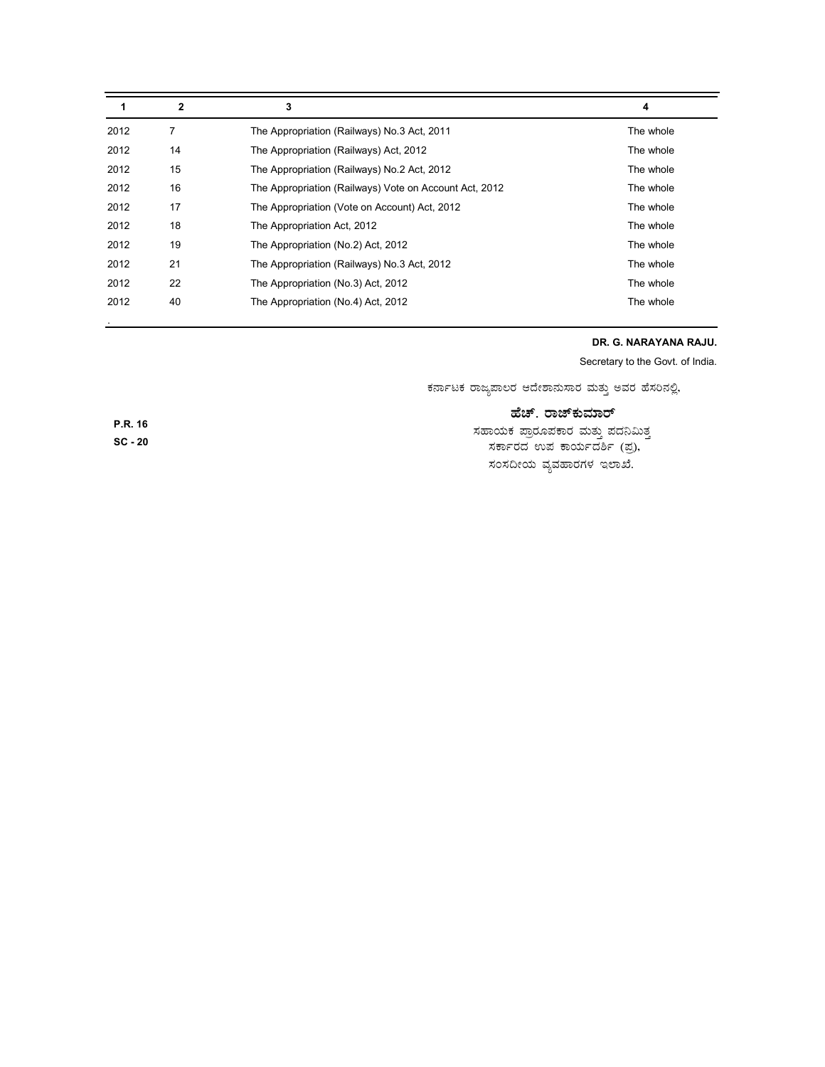| 1 | 2 | 3 | 4 |
|---|---|---|---|
| 2012 | 7 | The Appropriation (Railways) No.3 Act, 2011 | The whole |
| 2012 | 14 | The Appropriation (Railways) Act, 2012 | The whole |
| 2012 | 15 | The Appropriation (Railways) No.2 Act, 2012 | The whole |
| 2012 | 16 | The Appropriation (Railways) Vote on Account Act, 2012 | The whole |
| 2012 | 17 | The Appropriation (Vote on Account) Act, 2012 | The whole |
| 2012 | 18 | The Appropriation Act, 2012 | The whole |
| 2012 | 19 | The Appropriation (No.2) Act, 2012 | The whole |
| 2012 | 21 | The Appropriation (Railways) No.3 Act, 2012 | The whole |
| 2012 | 22 | The Appropriation (No.3) Act, 2012 | The whole |
| 2012 | 40 | The Appropriation (No.4) Act, 2012 | The whole |

.

**DR. G. NARAYANA RAJU.**

Secretary to the Govt. of India.

ಕರ್ನಾಟಕ ರಾಜ್ಯಪಾಲರ ಆದೇಶಾನುಸಾರ ಮತ್ತು ಅವರ ಹೆಸರಿನಲ್ಲಿ,

**ಹೆಚ್. ರಾಜ್‌ಕುಮಾರ್**

ಸಹಾಯಕ ಪ್ರಾರೂಪಕಾರ ಮತ್ತು ಪದನಿಮಿತ್ತ
ಸರ್ಕಾರದ ಉಪ ಕಾರ್ಯದರ್ಶಿ (ಪ್ರ),
ಸಂಸದೀಯ ವ್ಯವಹಾರಗಳ ಇಲಾಖೆ.

**P.R. 16**
**SC - 20**